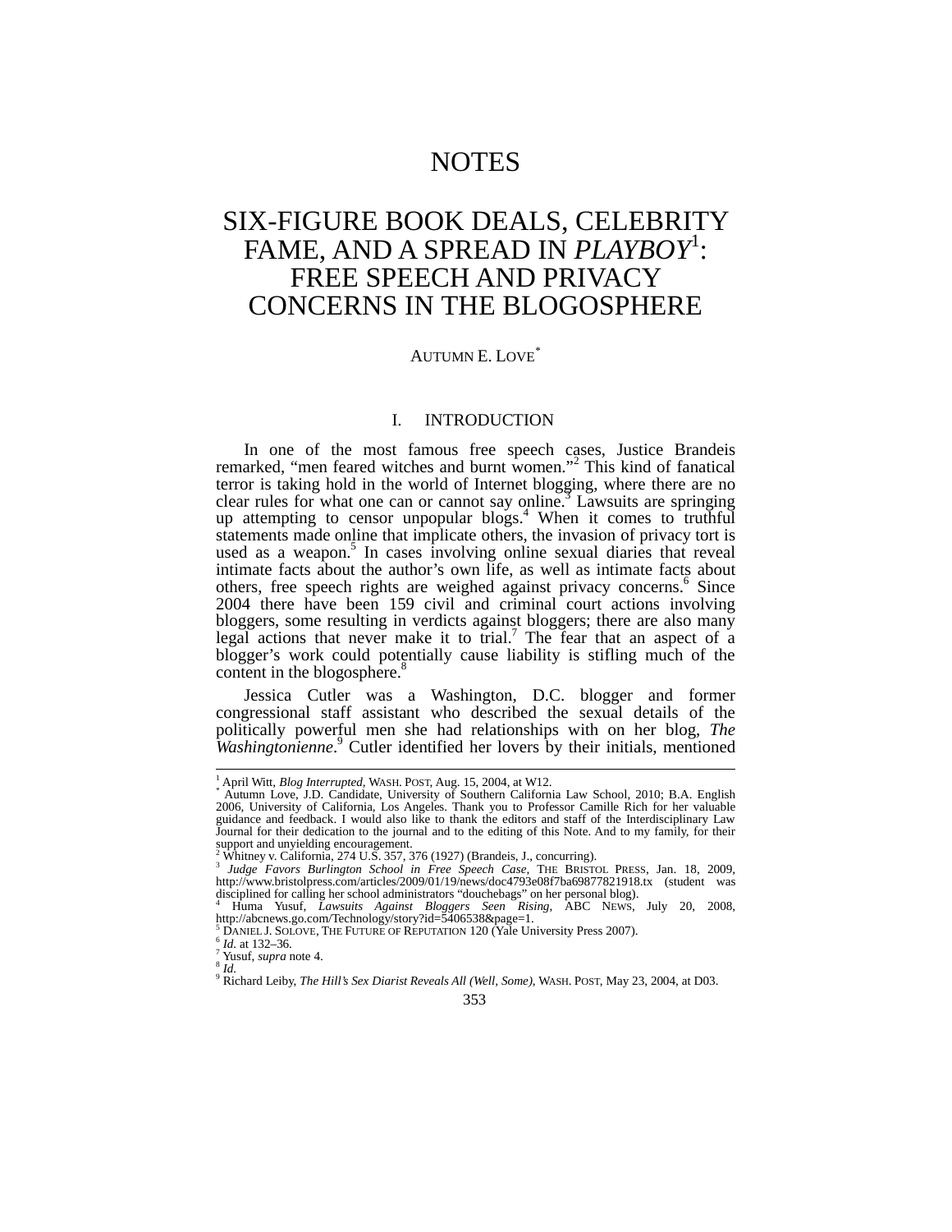# NOTES

# SIX-FIGURE BOOK DEALS, CELEBRITY FAME, AND A SPREAD IN *PLAYBOY*[1]: FREE SPEECH AND PRIVACY CONCERNS IN THE BLOGOSPHERE

AUTUMN E. LOVE[*]

## I. INTRODUCTION

In one of the most famous free speech cases, Justice Brandeis remarked, "men feared witches and burnt women."[2] This kind of fanatical terror is taking hold in the world of Internet blogging, where there are no clear rules for what one can or cannot say online.[3] Lawsuits are springing up attempting to censor unpopular blogs.[4] When it comes to truthful statements made online that implicate others, the invasion of privacy tort is used as a weapon.[5] In cases involving online sexual diaries that reveal intimate facts about the author's own life, as well as intimate facts about others, free speech rights are weighed against privacy concerns.[6] Since 2004 there have been 159 civil and criminal court actions involving bloggers, some resulting in verdicts against bloggers; there are also many legal actions that never make it to trial.[7] The fear that an aspect of a blogger's work could potentially cause liability is stifling much of the content in the blogosphere.[8]

Jessica Cutler was a Washington, D.C. blogger and former congressional staff assistant who described the sexual details of the politically powerful men she had relationships with on her blog, *The Washingtonienne*.[9] Cutler identified her lovers by their initials, mentioned

---

[1] April Witt, *Blog Interrupted*, WASH. POST, Aug. 15, 2004, at W12.

[*] Autumn Love, J.D. Candidate, University of Southern California Law School, 2010; B.A. English 2006, University of California, Los Angeles. Thank you to Professor Camille Rich for her valuable guidance and feedback. I would also like to thank the editors and staff of the Interdisciplinary Law Journal for their dedication to the journal and to the editing of this Note. And to my family, for their support and unyielding encouragement.

[2] Whitney v. California, 274 U.S. 357, 376 (1927) (Brandeis, J., concurring).

[3] *Judge Favors Burlington School in Free Speech Case*, THE BRISTOL PRESS, Jan. 18, 2009, http://www.bristolpress.com/articles/2009/01/19/news/doc4793e08f7ba69877821918.tx (student was disciplined for calling her school administrators "douchebags" on her personal blog).

[4] Huma Yusuf, *Lawsuits Against Bloggers Seen Rising*, ABC NEWS, July 20, 2008, http://abcnews.go.com/Technology/story?id=5406538&page=1.

[5] DANIEL J. SOLOVE, THE FUTURE OF REPUTATION 120 (Yale University Press 2007).

[6] *Id.* at 132–36.

[7] Yusuf, *supra* note 4.

[8] *Id.*

[9] Richard Leiby, *The Hill's Sex Diarist Reveals All (Well, Some)*, WASH. POST, May 23, 2004, at D03.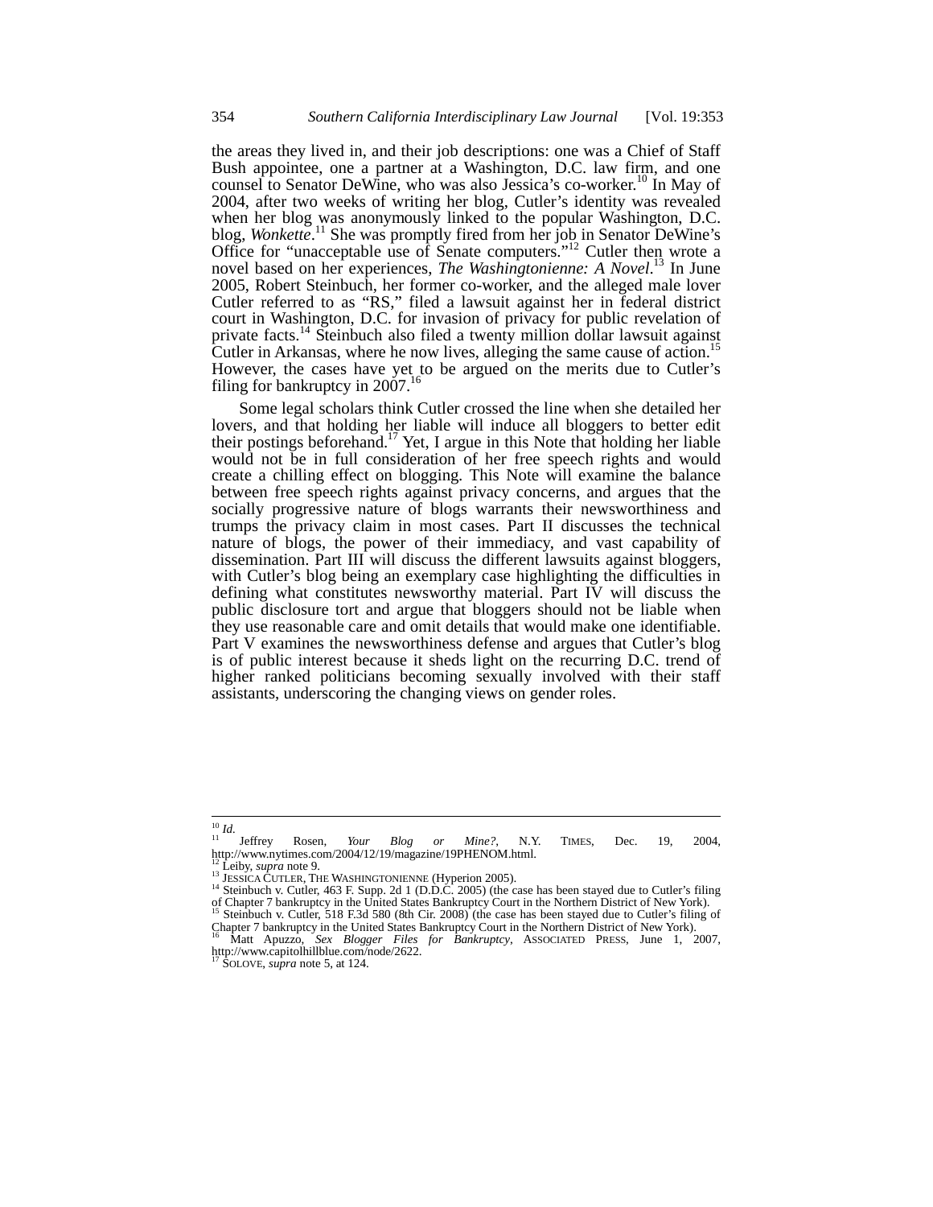the areas they lived in, and their job descriptions: one was a Chief of Staff Bush appointee, one a partner at a Washington, D.C. law firm, and one counsel to Senator DeWine, who was also Jessica's co-worker.[10] In May of 2004, after two weeks of writing her blog, Cutler's identity was revealed when her blog was anonymously linked to the popular Washington, D.C. blog, *Wonkette*.[11] She was promptly fired from her job in Senator DeWine's Office for "unacceptable use of Senate computers."[12] Cutler then wrote a novel based on her experiences, *The Washingtonienne: A Novel*.[13] In June 2005, Robert Steinbuch, her former co-worker, and the alleged male lover Cutler referred to as "RS," filed a lawsuit against her in federal district court in Washington, D.C. for invasion of privacy for public revelation of private facts.[14] Steinbuch also filed a twenty million dollar lawsuit against Cutler in Arkansas, where he now lives, alleging the same cause of action.[15] However, the cases have yet to be argued on the merits due to Cutler's filing for bankruptcy in 2007.[16]

Some legal scholars think Cutler crossed the line when she detailed her lovers, and that holding her liable will induce all bloggers to better edit their postings beforehand.[17] Yet, I argue in this Note that holding her liable would not be in full consideration of her free speech rights and would create a chilling effect on blogging. This Note will examine the balance between free speech rights against privacy concerns, and argues that the socially progressive nature of blogs warrants their newsworthiness and trumps the privacy claim in most cases. Part II discusses the technical nature of blogs, the power of their immediacy, and vast capability of dissemination. Part III will discuss the different lawsuits against bloggers, with Cutler's blog being an exemplary case highlighting the difficulties in defining what constitutes newsworthy material. Part IV will discuss the public disclosure tort and argue that bloggers should not be liable when they use reasonable care and omit details that would make one identifiable. Part V examines the newsworthiness defense and argues that Cutler's blog is of public interest because it sheds light on the recurring D.C. trend of higher ranked politicians becoming sexually involved with their staff assistants, underscoring the changing views on gender roles.

---

[10] *Id.*

[11] Jeffrey Rosen, *Your Blog or Mine?*, N.Y. TIMES, Dec. 19, 2004, http://www.nytimes.com/2004/12/19/magazine/19PHENOM.html.

[12] Leiby, *supra* note 9.

[13] JESSICA CUTLER, THE WASHINGTONIENNE (Hyperion 2005).

[14] Steinbuch v. Cutler, 463 F. Supp. 2d 1 (D.D.C. 2005) (the case has been stayed due to Cutler's filing of Chapter 7 bankruptcy in the United States Bankruptcy Court in the Northern District of New York).

[15] Steinbuch v. Cutler, 518 F.3d 580 (8th Cir. 2008) (the case has been stayed due to Cutler's filing of Chapter 7 bankruptcy in the United States Bankruptcy Court in the Northern District of New York).

[16] Matt Apuzzo, *Sex Blogger Files for Bankruptcy*, ASSOCIATED PRESS, June 1, 2007, http://www.capitolhillblue.com/node/2622.

[17] SOLOVE, *supra* note 5, at 124.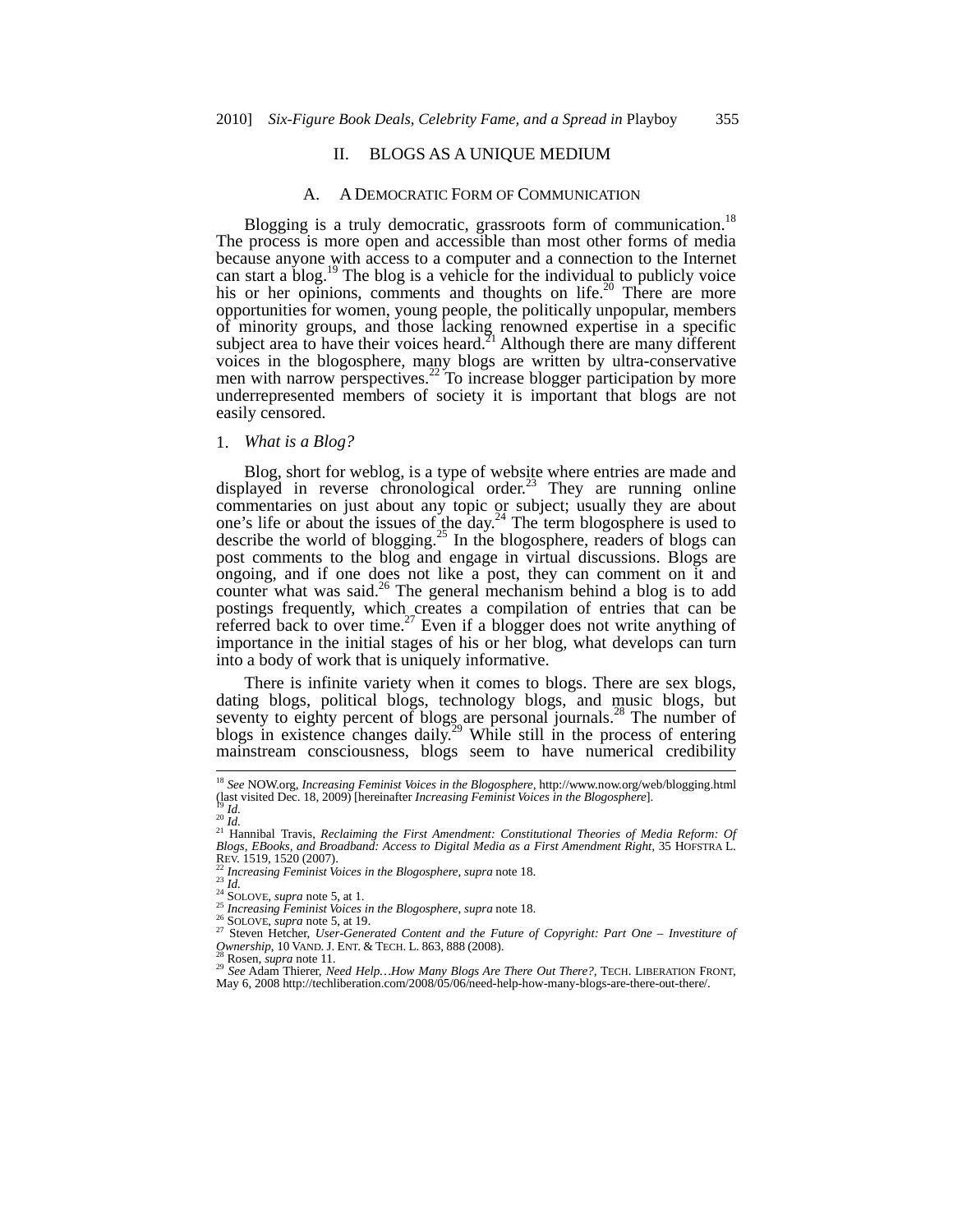## II. BLOGS AS A UNIQUE MEDIUM

### A. A DEMOCRATIC FORM OF COMMUNICATION

Blogging is a truly democratic, grassroots form of communication.[18] The process is more open and accessible than most other forms of media because anyone with access to a computer and a connection to the Internet can start a blog.[19] The blog is a vehicle for the individual to publicly voice his or her opinions, comments and thoughts on life.[20] There are more opportunities for women, young people, the politically unpopular, members of minority groups, and those lacking renowned expertise in a specific subject area to have their voices heard.[21] Although there are many different voices in the blogosphere, many blogs are written by ultra-conservative men with narrow perspectives.[22] To increase blogger participation by more underrepresented members of society it is important that blogs are not easily censored.

#### 1. *What is a Blog?*

Blog, short for weblog, is a type of website where entries are made and displayed in reverse chronological order.[23] They are running online commentaries on just about any topic or subject; usually they are about one's life or about the issues of the day.[24] The term blogosphere is used to describe the world of blogging.[25] In the blogosphere, readers of blogs can post comments to the blog and engage in virtual discussions. Blogs are ongoing, and if one does not like a post, they can comment on it and counter what was said.[26] The general mechanism behind a blog is to add postings frequently, which creates a compilation of entries that can be referred back to over time.[27] Even if a blogger does not write anything of importance in the initial stages of his or her blog, what develops can turn into a body of work that is uniquely informative.

There is infinite variety when it comes to blogs. There are sex blogs, dating blogs, political blogs, technology blogs, and music blogs, but seventy to eighty percent of blogs are personal journals.[28] The number of blogs in existence changes daily.[29] While still in the process of entering mainstream consciousness, blogs seem to have numerical credibility

---

[18] *See* NOW.org, *Increasing Feminist Voices in the Blogosphere*, http://www.now.org/web/blogging.html (last visited Dec. 18, 2009) [hereinafter *Increasing Feminist Voices in the Blogosphere*].

[19] *Id.*

[20] *Id.*

[21] Hannibal Travis, *Reclaiming the First Amendment: Constitutional Theories of Media Reform: Of Blogs, EBooks, and Broadband: Access to Digital Media as a First Amendment Right*, 35 HOFSTRA L. REV. 1519, 1520 (2007).

[22] *Increasing Feminist Voices in the Blogosphere*, *supra* note 18.

[23] *Id.*

[24] SOLOVE, *supra* note 5, at 1.

[25] *Increasing Feminist Voices in the Blogosphere*, *supra* note 18.

[26] SOLOVE, *supra* note 5, at 19.

[27] Steven Hetcher, *User-Generated Content and the Future of Copyright: Part One – Investiture of Ownership*, 10 VAND. J. ENT. & TECH. L. 863, 888 (2008).

[28] Rosen, *supra* note 11.

[29] *See* Adam Thierer, *Need Help…How Many Blogs Are There Out There?*, TECH. LIBERATION FRONT, May 6, 2008 http://techliberation.com/2008/05/06/need-help-how-many-blogs-are-there-out-there/.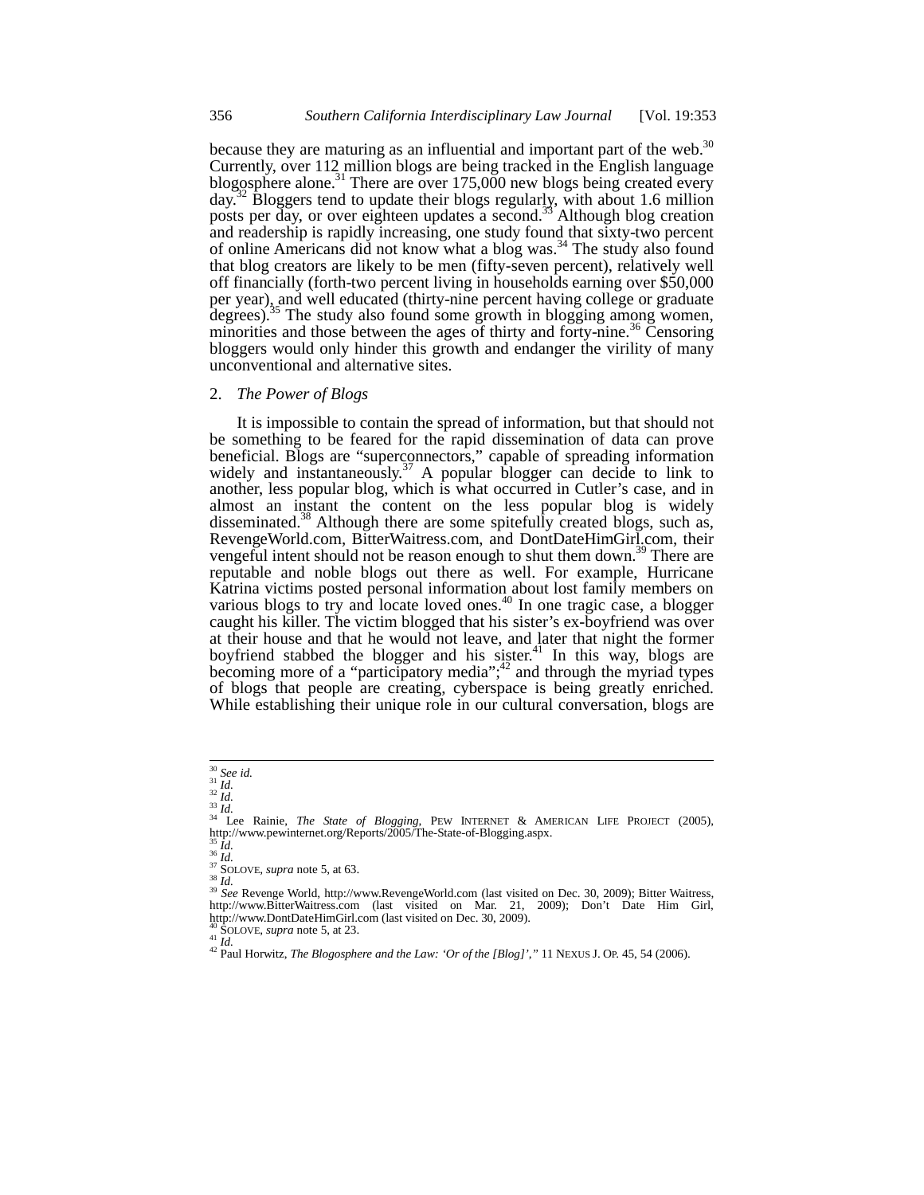because they are maturing as an influential and important part of the web.[30] Currently, over 112 million blogs are being tracked in the English language blogosphere alone.[31] There are over 175,000 new blogs being created every day.[32] Bloggers tend to update their blogs regularly, with about 1.6 million posts per day, or over eighteen updates a second.[33] Although blog creation and readership is rapidly increasing, one study found that sixty-two percent of online Americans did not know what a blog was.[34] The study also found that blog creators are likely to be men (fifty-seven percent), relatively well off financially (forth-two percent living in households earning over $50,000 per year), and well educated (thirty-nine percent having college or graduate degrees).[35] The study also found some growth in blogging among women, minorities and those between the ages of thirty and forty-nine.[36] Censoring bloggers would only hinder this growth and endanger the virility of many unconventional and alternative sites.

### 2. *The Power of Blogs*

It is impossible to contain the spread of information, but that should not be something to be feared for the rapid dissemination of data can prove beneficial. Blogs are "superconnectors," capable of spreading information widely and instantaneously.[37] A popular blogger can decide to link to another, less popular blog, which is what occurred in Cutler's case, and in almost an instant the content on the less popular blog is widely disseminated.[38] Although there are some spitefully created blogs, such as, RevengeWorld.com, BitterWaitress.com, and DontDateHimGirl.com, their vengeful intent should not be reason enough to shut them down.[39] There are reputable and noble blogs out there as well. For example, Hurricane Katrina victims posted personal information about lost family members on various blogs to try and locate loved ones.[40] In one tragic case, a blogger caught his killer. The victim blogged that his sister's ex-boyfriend was over at their house and that he would not leave, and later that night the former boyfriend stabbed the blogger and his sister.[41] In this way, blogs are becoming more of a "participatory media";[42] and through the myriad types of blogs that people are creating, cyberspace is being greatly enriched. While establishing their unique role in our cultural conversation, blogs are

---

[30] *See id.*
[31] *Id.*
[32] *Id.*
[33] *Id.*
[34] Lee Rainie, *The State of Blogging*, PEW INTERNET & AMERICAN LIFE PROJECT (2005), http://www.pewinternet.org/Reports/2005/The-State-of-Blogging.aspx.
[35] *Id.*
[36] *Id.*
[37] SOLOVE, *supra* note 5, at 63.
[38] *Id.*
[39] *See* Revenge World, http://www.RevengeWorld.com (last visited on Dec. 30, 2009); Bitter Waitress, http://www.BitterWaitress.com (last visited on Mar. 21, 2009); Don't Date Him Girl, http://www.DontDateHimGirl.com (last visited on Dec. 30, 2009).
[40] SOLOVE, *supra* note 5, at 23.
[41] *Id.*
[42] Paul Horwitz, *The Blogosphere and the Law: 'Or of the [Blog]',"* 11 NEXUS J. OP. 45, 54 (2006).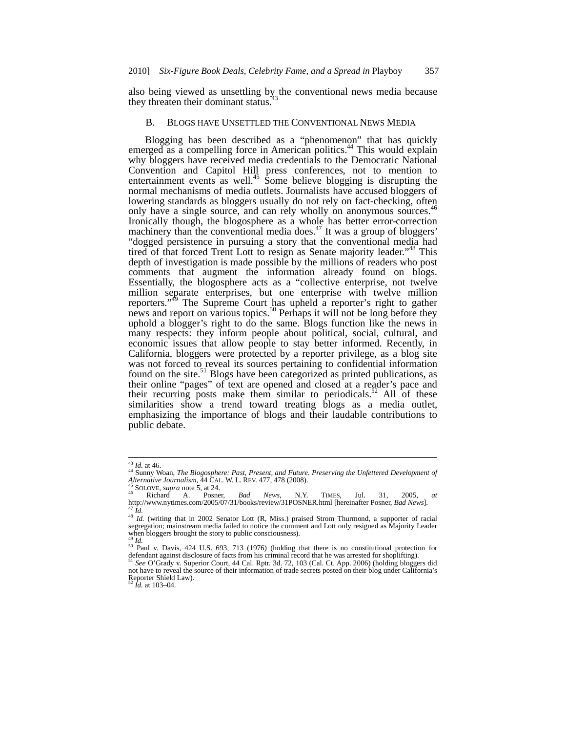also being viewed as unsettling by the conventional news media because they threaten their dominant status.[43]

## B. BLOGS HAVE UNSETTLED THE CONVENTIONAL NEWS MEDIA

Blogging has been described as a "phenomenon" that has quickly emerged as a compelling force in American politics.[44] This would explain why bloggers have received media credentials to the Democratic National Convention and Capitol Hill press conferences, not to mention to entertainment events as well.[45] Some believe blogging is disrupting the normal mechanisms of media outlets. Journalists have accused bloggers of lowering standards as bloggers usually do not rely on fact-checking, often only have a single source, and can rely wholly on anonymous sources.[46] Ironically though, the blogosphere as a whole has better error-correction machinery than the conventional media does.[47] It was a group of bloggers' "dogged persistence in pursuing a story that the conventional media had tired of that forced Trent Lott to resign as Senate majority leader."[48] This depth of investigation is made possible by the millions of readers who post comments that augment the information already found on blogs. Essentially, the blogosphere acts as a "collective enterprise, not twelve million separate enterprises, but one enterprise with twelve million reporters."[49] The Supreme Court has upheld a reporter's right to gather news and report on various topics.[50] Perhaps it will not be long before they uphold a blogger's right to do the same. Blogs function like the news in many respects: they inform people about political, social, cultural, and economic issues that allow people to stay better informed. Recently, in California, bloggers were protected by a reporter privilege, as a blog site was not forced to reveal its sources pertaining to confidential information found on the site.[51] Blogs have been categorized as printed publications, as their online "pages" of text are opened and closed at a reader's pace and their recurring posts make them similar to periodicals.[52] All of these similarities show a trend toward treating blogs as a media outlet, emphasizing the importance of blogs and their laudable contributions to public debate.

---

[43] *Id.* at 46.

[44] Sunny Woan, *The Blogosphere: Past, Present, and Future. Preserving the Unfettered Development of Alternative Journalism*, 44 CAL. W. L. REV. 477, 478 (2008).

[45] SOLOVE, *supra* note 5, at 24.

[46] Richard A. Posner, *Bad News*, N.Y. TIMES, Jul. 31, 2005, *at* http://www.nytimes.com/2005/07/31/books/review/31POSNER.html [hereinafter Posner, *Bad News*].

[47] *Id.*

[48] *Id.* (writing that in 2002 Senator Lott (R, Miss.) praised Strom Thurmond, a supporter of racial segregation; mainstream media failed to notice the comment and Lott only resigned as Majority Leader when bloggers brought the story to public consciousness).

[49] *Id.*

[50] Paul v. Davis, 424 U.S. 693, 713 (1976) (holding that there is no constitutional protection for defendant against disclosure of facts from his criminal record that he was arrested for shoplifting).

[51] *See* O'Grady v. Superior Court, 44 Cal. Rptr. 3d. 72, 103 (Cal. Ct. App. 2006) (holding bloggers did not have to reveal the source of their information of trade secrets posted on their blog under California's Reporter Shield Law).

[52] *Id.* at 103–04.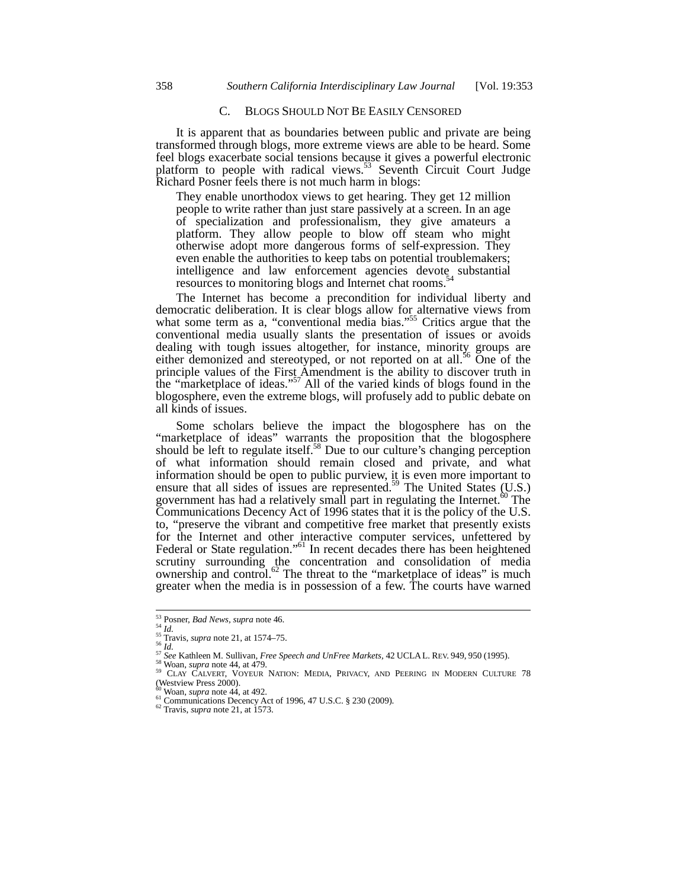### C. BLOGS SHOULD NOT BE EASILY CENSORED

It is apparent that as boundaries between public and private are being transformed through blogs, more extreme views are able to be heard. Some feel blogs exacerbate social tensions because it gives a powerful electronic platform to people with radical views.[53] Seventh Circuit Court Judge Richard Posner feels there is not much harm in blogs:

> They enable unorthodox views to get hearing. They get 12 million people to write rather than just stare passively at a screen. In an age of specialization and professionalism, they give amateurs a platform. They allow people to blow off steam who might otherwise adopt more dangerous forms of self-expression. They even enable the authorities to keep tabs on potential troublemakers; intelligence and law enforcement agencies devote substantial resources to monitoring blogs and Internet chat rooms.[54]

The Internet has become a precondition for individual liberty and democratic deliberation. It is clear blogs allow for alternative views from what some term as a, "conventional media bias."[55] Critics argue that the conventional media usually slants the presentation of issues or avoids dealing with tough issues altogether, for instance, minority groups are either demonized and stereotyped, or not reported on at all.[56] One of the principle values of the First Amendment is the ability to discover truth in the "marketplace of ideas."[57] All of the varied kinds of blogs found in the blogosphere, even the extreme blogs, will profusely add to public debate on all kinds of issues.

Some scholars believe the impact the blogosphere has on the "marketplace of ideas" warrants the proposition that the blogosphere should be left to regulate itself.[58] Due to our culture's changing perception of what information should remain closed and private, and what information should be open to public purview, it is even more important to ensure that all sides of issues are represented.[59] The United States (U.S.) government has had a relatively small part in regulating the Internet.[60] The Communications Decency Act of 1996 states that it is the policy of the U.S. to, "preserve the vibrant and competitive free market that presently exists for the Internet and other interactive computer services, unfettered by Federal or State regulation."[61] In recent decades there has been heightened scrutiny surrounding the concentration and consolidation of media ownership and control.[62] The threat to the "marketplace of ideas" is much greater when the media is in possession of a few. The courts have warned

---

[53] Posner, *Bad News*, *supra* note 46.
[54] *Id.*
[55] Travis, *supra* note 21, at 1574–75.
[56] *Id.*
[57] *See* Kathleen M. Sullivan, *Free Speech and UnFree Markets*, 42 UCLA L. REV. 949, 950 (1995).
[58] Woan, *supra* note 44, at 479.
[59] CLAY CALVERT, VOYEUR NATION: MEDIA, PRIVACY, AND PEERING IN MODERN CULTURE 78 (Westview Press 2000).
[60] Woan, *supra* note 44, at 492.
[61] Communications Decency Act of 1996, 47 U.S.C. § 230 (2009).
[62] Travis, *supra* note 21, at 1573.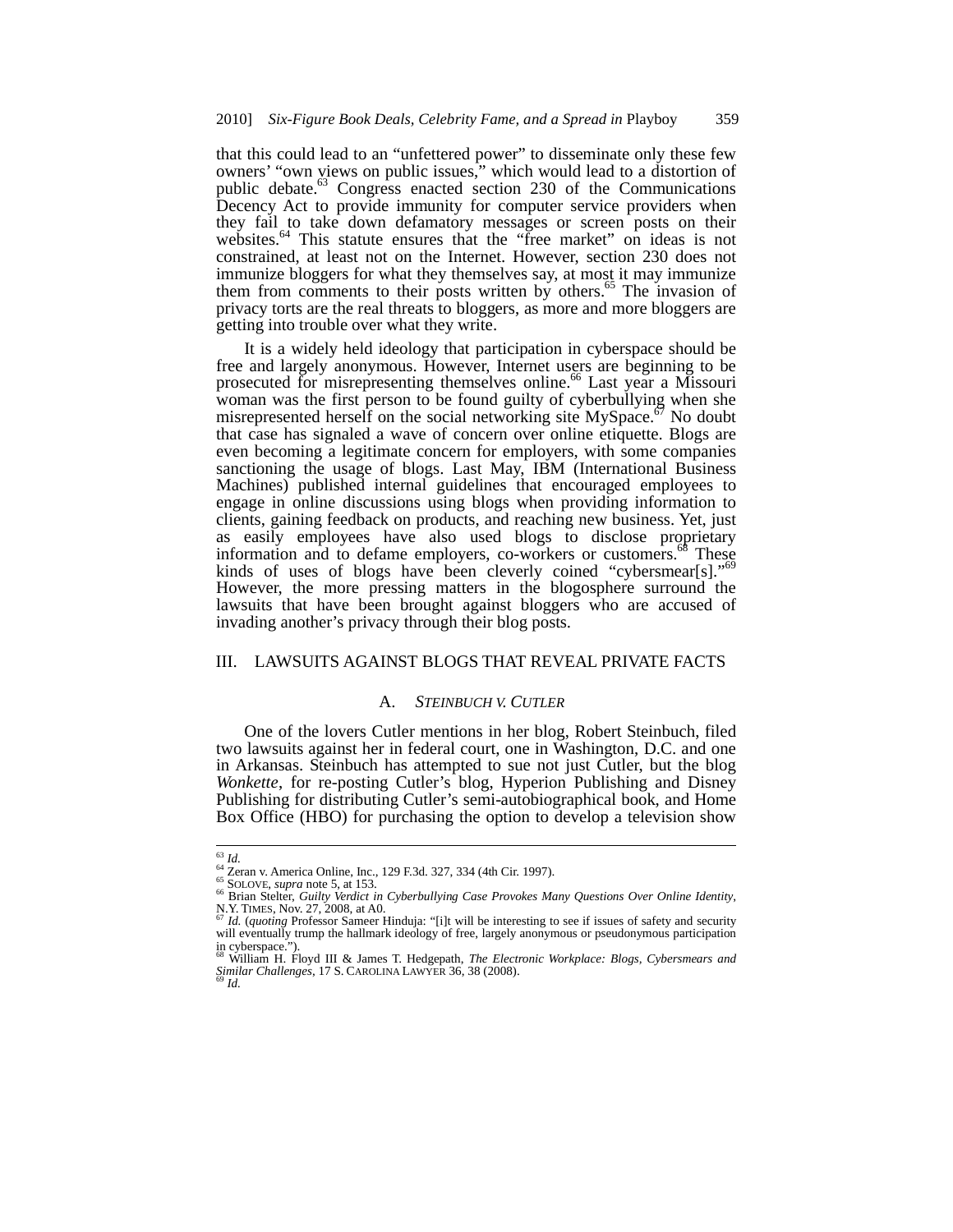that this could lead to an "unfettered power" to disseminate only these few owners' "own views on public issues," which would lead to a distortion of public debate.[63] Congress enacted section 230 of the Communications Decency Act to provide immunity for computer service providers when they fail to take down defamatory messages or screen posts on their websites.[64] This statute ensures that the "free market" on ideas is not constrained, at least not on the Internet. However, section 230 does not immunize bloggers for what they themselves say, at most it may immunize them from comments to their posts written by others.[65] The invasion of privacy torts are the real threats to bloggers, as more and more bloggers are getting into trouble over what they write.

It is a widely held ideology that participation in cyberspace should be free and largely anonymous. However, Internet users are beginning to be prosecuted for misrepresenting themselves online.[66] Last year a Missouri woman was the first person to be found guilty of cyberbullying when she misrepresented herself on the social networking site MySpace.[67] No doubt that case has signaled a wave of concern over online etiquette. Blogs are even becoming a legitimate concern for employers, with some companies sanctioning the usage of blogs. Last May, IBM (International Business Machines) published internal guidelines that encouraged employees to engage in online discussions using blogs when providing information to clients, gaining feedback on products, and reaching new business. Yet, just as easily employees have also used blogs to disclose proprietary information and to defame employers, co-workers or customers.[68] These kinds of uses of blogs have been cleverly coined "cybersmear[s]."[69] However, the more pressing matters in the blogosphere surround the lawsuits that have been brought against bloggers who are accused of invading another's privacy through their blog posts.

## III. LAWSUITS AGAINST BLOGS THAT REVEAL PRIVATE FACTS

### A. *STEINBUCH V. CUTLER*

One of the lovers Cutler mentions in her blog, Robert Steinbuch, filed two lawsuits against her in federal court, one in Washington, D.C. and one in Arkansas. Steinbuch has attempted to sue not just Cutler, but the blog *Wonkette*, for re-posting Cutler's blog, Hyperion Publishing and Disney Publishing for distributing Cutler's semi-autobiographical book, and Home Box Office (HBO) for purchasing the option to develop a television show

---

[63] *Id.*
[64] Zeran v. America Online, Inc., 129 F.3d. 327, 334 (4th Cir. 1997).
[65] SOLOVE, *supra* note 5, at 153.
[66] Brian Stelter, *Guilty Verdict in Cyberbullying Case Provokes Many Questions Over Online Identity*, N.Y. TIMES, Nov. 27, 2008, at A0.
[67] *Id.* (*quoting* Professor Sameer Hinduja: "[i]t will be interesting to see if issues of safety and security will eventually trump the hallmark ideology of free, largely anonymous or pseudonymous participation in cyberspace.").
[68] William H. Floyd III & James T. Hedgepath, *The Electronic Workplace: Blogs, Cybersmears and Similar Challenges*, 17 S. CAROLINA LAWYER 36, 38 (2008).
[69] *Id.*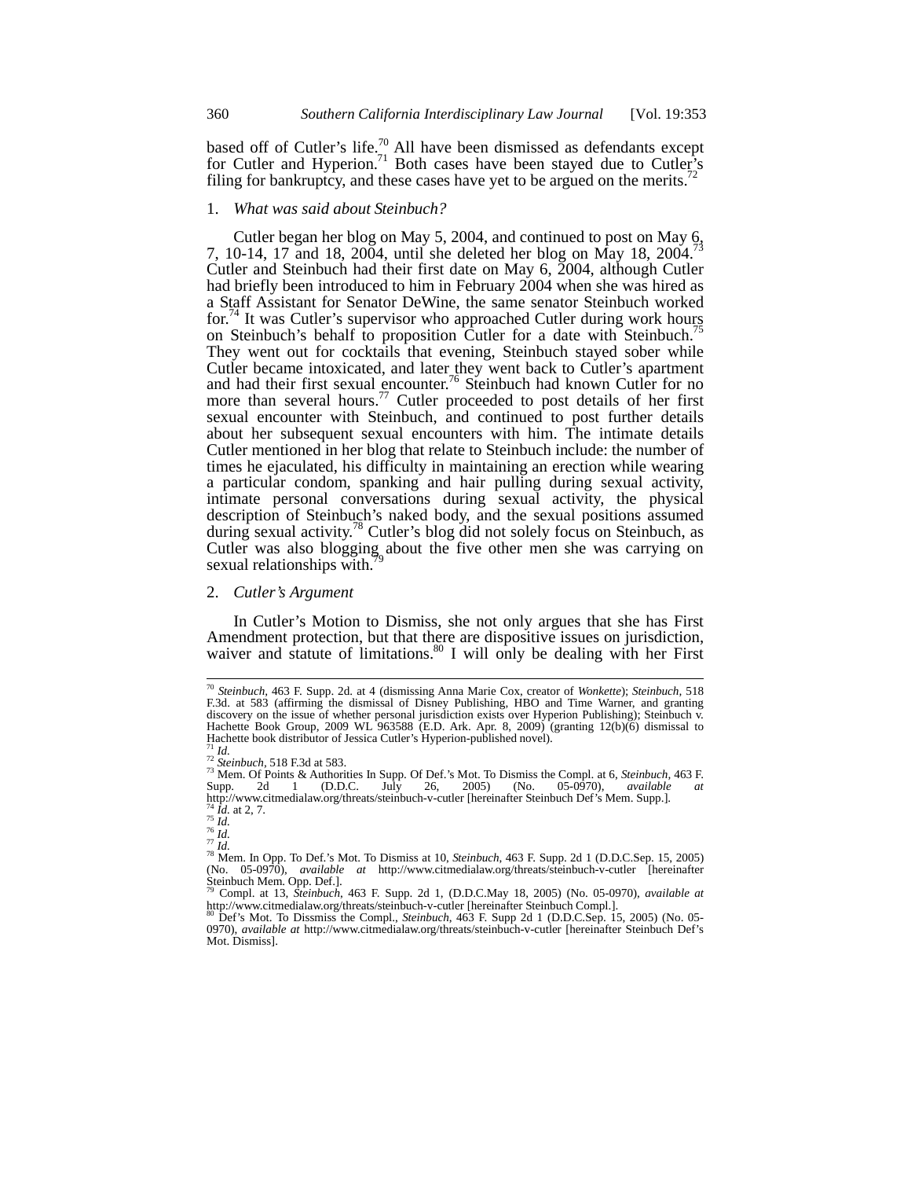based off of Cutler's life.[70] All have been dismissed as defendants except for Cutler and Hyperion.[71] Both cases have been stayed due to Cutler's filing for bankruptcy, and these cases have yet to be argued on the merits.[72]

1. *What was said about Steinbuch?*

Cutler began her blog on May 5, 2004, and continued to post on May 6, 7, 10-14, 17 and 18, 2004, until she deleted her blog on May 18, 2004.[73] Cutler and Steinbuch had their first date on May 6, 2004, although Cutler had briefly been introduced to him in February 2004 when she was hired as a Staff Assistant for Senator DeWine, the same senator Steinbuch worked for.[74] It was Cutler's supervisor who approached Cutler during work hours on Steinbuch's behalf to proposition Cutler for a date with Steinbuch.[75] They went out for cocktails that evening, Steinbuch stayed sober while Cutler became intoxicated, and later they went back to Cutler's apartment and had their first sexual encounter.[76] Steinbuch had known Cutler for no more than several hours.[77] Cutler proceeded to post details of her first sexual encounter with Steinbuch, and continued to post further details about her subsequent sexual encounters with him. The intimate details Cutler mentioned in her blog that relate to Steinbuch include: the number of times he ejaculated, his difficulty in maintaining an erection while wearing a particular condom, spanking and hair pulling during sexual activity, intimate personal conversations during sexual activity, the physical description of Steinbuch's naked body, and the sexual positions assumed during sexual activity.[78] Cutler's blog did not solely focus on Steinbuch, as Cutler was also blogging about the five other men she was carrying on sexual relationships with.[79]

2. *Cutler's Argument*

In Cutler's Motion to Dismiss, she not only argues that she has First Amendment protection, but that there are dispositive issues on jurisdiction, waiver and statute of limitations.[80] I will only be dealing with her First

---

[70] *Steinbuch*, 463 F. Supp. 2d. at 4 (dismissing Anna Marie Cox, creator of *Wonkette*); *Steinbuch*, 518 F.3d. at 583 (affirming the dismissal of Disney Publishing, HBO and Time Warner, and granting discovery on the issue of whether personal jurisdiction exists over Hyperion Publishing); Steinbuch v. Hachette Book Group, 2009 WL 963588 (E.D. Ark. Apr. 8, 2009) (granting 12(b)(6) dismissal to Hachette book distributor of Jessica Cutler's Hyperion-published novel).

[71] *Id.*

[72] *Steinbuch*, 518 F.3d at 583.

[73] Mem. Of Points & Authorities In Supp. Of Def.'s Mot. To Dismiss the Compl. at 6, *Steinbuch*, 463 F. Supp. 2d 1 (D.D.C. July 26, 2005) (No. 05-0970), *available at* http://www.citmedialaw.org/threats/steinbuch-v-cutler [hereinafter Steinbuch Def's Mem. Supp.].

[74] *Id.* at 2, 7.

[75] *Id.*

[76] *Id.*

[77] *Id.*

[78] Mem. In Opp. To Def.'s Mot. To Dismiss at 10, *Steinbuch*, 463 F. Supp. 2d 1 (D.D.C.Sep. 15, 2005) (No. 05-0970), *available at* http://www.citmedialaw.org/threats/steinbuch-v-cutler [hereinafter Steinbuch Mem. Opp. Def.].

[79] Compl. at 13, *Steinbuch*, 463 F. Supp. 2d 1, (D.D.C.May 18, 2005) (No. 05-0970), *available at* http://www.citmedialaw.org/threats/steinbuch-v-cutler [hereinafter Steinbuch Compl.].

[80] Def's Mot. To Dissmiss the Compl., *Steinbuch*, 463 F. Supp 2d 1 (D.D.C.Sep. 15, 2005) (No. 05-0970), *available at* http://www.citmedialaw.org/threats/steinbuch-v-cutler [hereinafter Steinbuch Def's Mot. Dismiss].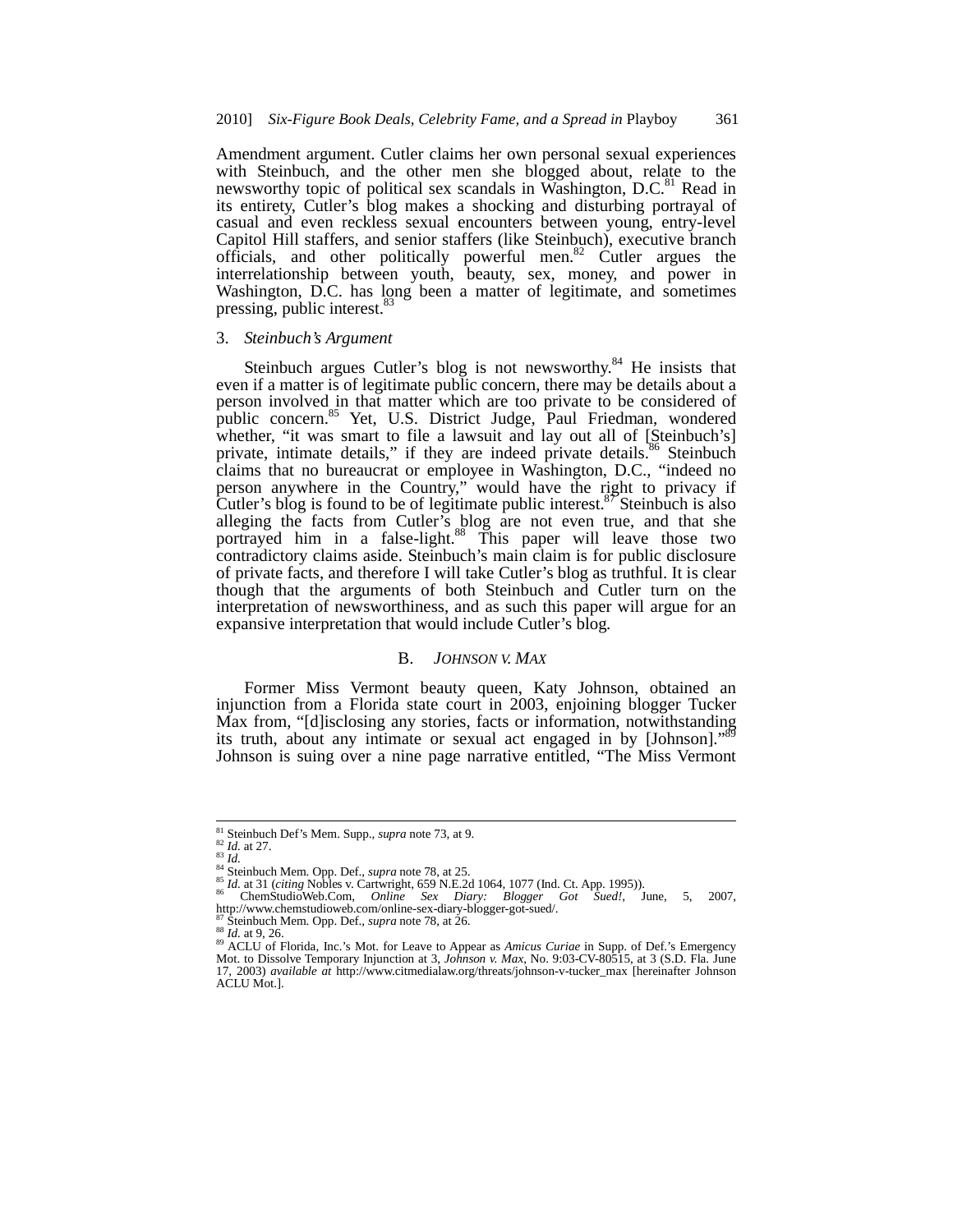Amendment argument. Cutler claims her own personal sexual experiences with Steinbuch, and the other men she blogged about, relate to the newsworthy topic of political sex scandals in Washington, D.C.[81] Read in its entirety, Cutler's blog makes a shocking and disturbing portrayal of casual and even reckless sexual encounters between young, entry-level Capitol Hill staffers, and senior staffers (like Steinbuch), executive branch officials, and other politically powerful men.[82] Cutler argues the interrelationship between youth, beauty, sex, money, and power in Washington, D.C. has long been a matter of legitimate, and sometimes pressing, public interest.[83]

### 3. *Steinbuch's Argument*

Steinbuch argues Cutler's blog is not newsworthy.[84] He insists that even if a matter is of legitimate public concern, there may be details about a person involved in that matter which are too private to be considered of public concern.[85] Yet, U.S. District Judge, Paul Friedman, wondered whether, "it was smart to file a lawsuit and lay out all of [Steinbuch's] private, intimate details," if they are indeed private details.[86] Steinbuch claims that no bureaucrat or employee in Washington, D.C., "indeed no person anywhere in the Country," would have the right to privacy if Cutler's blog is found to be of legitimate public interest.[87] Steinbuch is also alleging the facts from Cutler's blog are not even true, and that she portrayed him in a false-light.[88] This paper will leave those two contradictory claims aside. Steinbuch's main claim is for public disclosure of private facts, and therefore I will take Cutler's blog as truthful. It is clear though that the arguments of both Steinbuch and Cutler turn on the interpretation of newsworthiness, and as such this paper will argue for an expansive interpretation that would include Cutler's blog.

## B. *Johnson v. Max*

Former Miss Vermont beauty queen, Katy Johnson, obtained an injunction from a Florida state court in 2003, enjoining blogger Tucker Max from, "[d]isclosing any stories, facts or information, notwithstanding its truth, about any intimate or sexual act engaged in by [Johnson]."[89] Johnson is suing over a nine page narrative entitled, "The Miss Vermont

---

[81] Steinbuch Def's Mem. Supp., *supra* note 73, at 9.
[82] *Id.* at 27.
[83] *Id.*
[84] Steinbuch Mem. Opp. Def., *supra* note 78, at 25.
[85] *Id.* at 31 (*citing* Nobles v. Cartwright, 659 N.E.2d 1064, 1077 (Ind. Ct. App. 1995)).
[86] ChemStudioWeb.Com, *Online Sex Diary: Blogger Got Sued!*, June, 5, 2007, http://www.chemstudioweb.com/online-sex-diary-blogger-got-sued/.
[87] Steinbuch Mem. Opp. Def., *supra* note 78, at 26.
[88] *Id.* at 9, 26.
[89] ACLU of Florida, Inc.'s Mot. for Leave to Appear as *Amicus Curiae* in Supp. of Def.'s Emergency Mot. to Dissolve Temporary Injunction at 3, *Johnson v. Max*, No. 9:03-CV-80515, at 3 (S.D. Fla. June 17, 2003) *available at* http://www.citmedialaw.org/threats/johnson-v-tucker_max [hereinafter Johnson ACLU Mot.].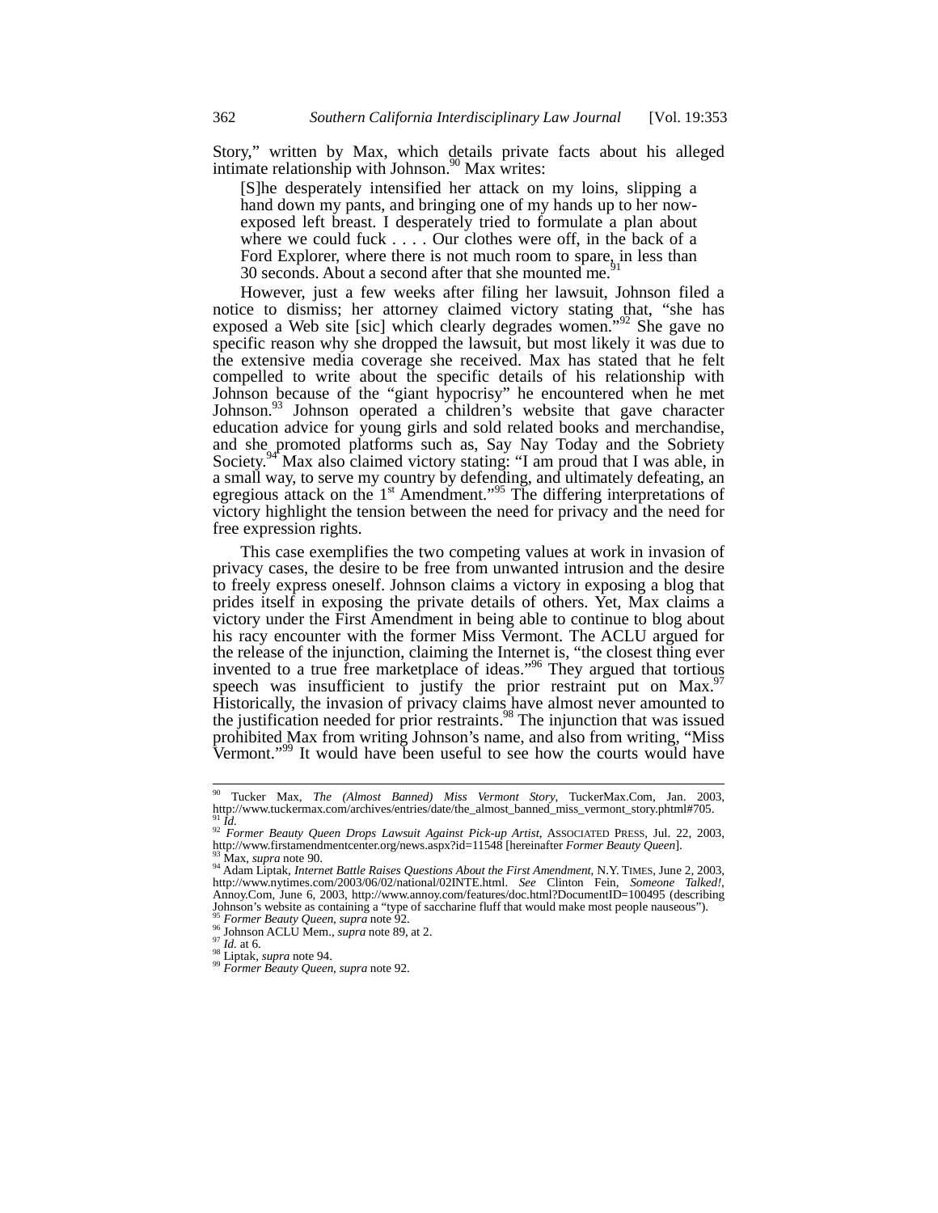Story," written by Max, which details private facts about his alleged intimate relationship with Johnson.[90] Max writes:

> [S]he desperately intensified her attack on my loins, slipping a hand down my pants, and bringing one of my hands up to her now-exposed left breast. I desperately tried to formulate a plan about where we could fuck . . . . Our clothes were off, in the back of a Ford Explorer, where there is not much room to spare, in less than 30 seconds. About a second after that she mounted me.[91]

However, just a few weeks after filing her lawsuit, Johnson filed a notice to dismiss; her attorney claimed victory stating that, "she has exposed a Web site [sic] which clearly degrades women."[92] She gave no specific reason why she dropped the lawsuit, but most likely it was due to the extensive media coverage she received. Max has stated that he felt compelled to write about the specific details of his relationship with Johnson because of the "giant hypocrisy" he encountered when he met Johnson.[93] Johnson operated a children's website that gave character education advice for young girls and sold related books and merchandise, and she promoted platforms such as, Say Nay Today and the Sobriety Society.[94] Max also claimed victory stating: "I am proud that I was able, in a small way, to serve my country by defending, and ultimately defeating, an egregious attack on the 1st Amendment."[95] The differing interpretations of victory highlight the tension between the need for privacy and the need for free expression rights.

This case exemplifies the two competing values at work in invasion of privacy cases, the desire to be free from unwanted intrusion and the desire to freely express oneself. Johnson claims a victory in exposing a blog that prides itself in exposing the private details of others. Yet, Max claims a victory under the First Amendment in being able to continue to blog about his racy encounter with the former Miss Vermont. The ACLU argued for the release of the injunction, claiming the Internet is, "the closest thing ever invented to a true free marketplace of ideas."[96] They argued that tortious speech was insufficient to justify the prior restraint put on Max.[97] Historically, the invasion of privacy claims have almost never amounted to the justification needed for prior restraints.[98] The injunction that was issued prohibited Max from writing Johnson's name, and also from writing, "Miss Vermont."[99] It would have been useful to see how the courts would have

---

[90] Tucker Max, *The (Almost Banned) Miss Vermont Story*, TuckerMax.Com, Jan. 2003, http://www.tuckermax.com/archives/entries/date/the_almost_banned_miss_vermont_story.phtml#705.

[91] *Id.*

[92] *Former Beauty Queen Drops Lawsuit Against Pick-up Artist*, ASSOCIATED PRESS, Jul. 22, 2003, http://www.firstamendmentcenter.org/news.aspx?id=11548 [hereinafter *Former Beauty Queen*].

[93] Max, *supra* note 90.

[94] Adam Liptak, *Internet Battle Raises Questions About the First Amendment*, N.Y. TIMES, June 2, 2003, http://www.nytimes.com/2003/06/02/national/02INTE.html. *See* Clinton Fein, *Someone Talked!*, Annoy.Com, June 6, 2003, http://www.annoy.com/features/doc.html?DocumentID=100495 (describing Johnson's website as containing a "type of saccharine fluff that would make most people nauseous").

[95] *Former Beauty Queen*, *supra* note 92.

[96] Johnson ACLU Mem., *supra* note 89, at 2.

[97] *Id.* at 6.

[98] Liptak, *supra* note 94.

[99] *Former Beauty Queen*, *supra* note 92.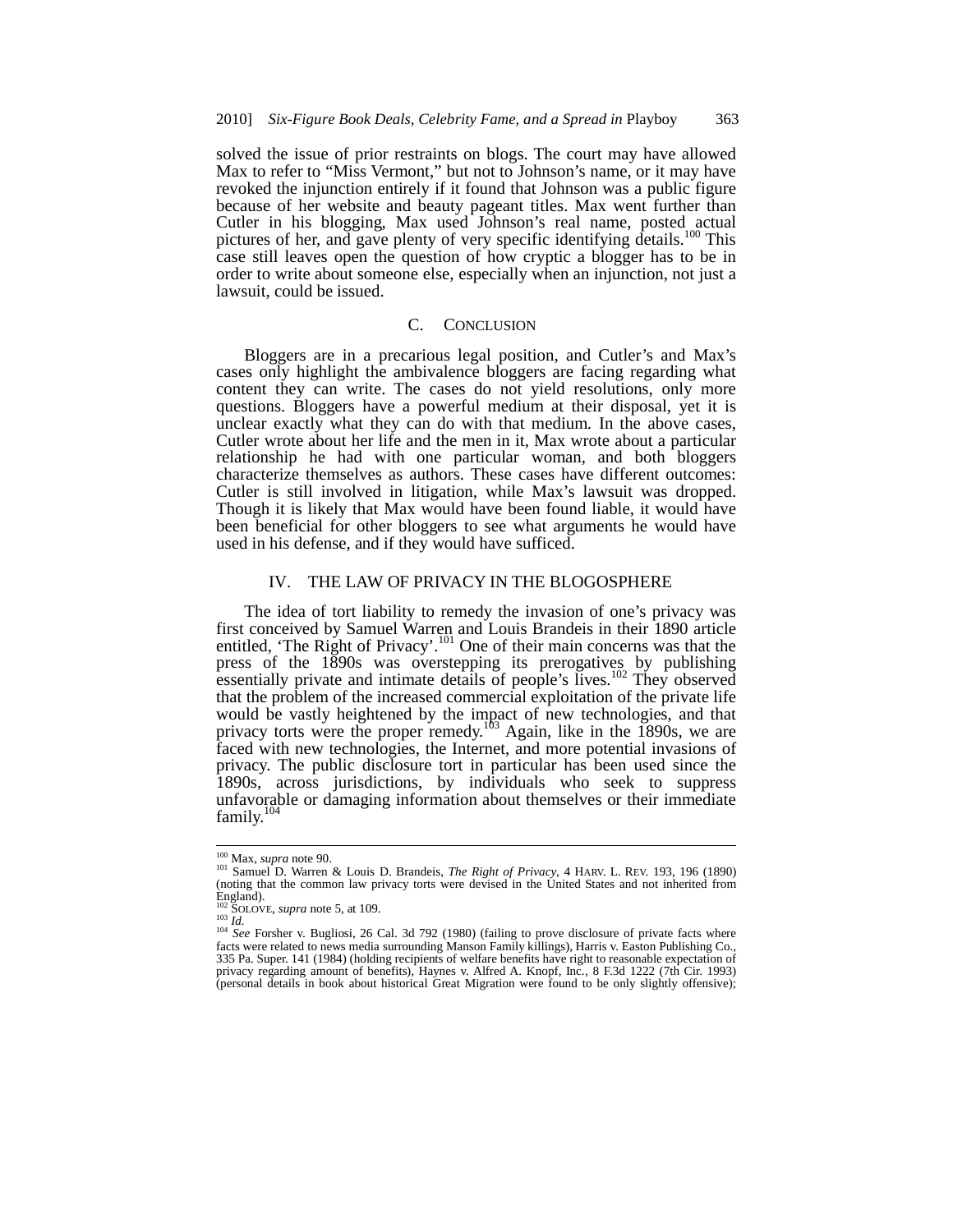solved the issue of prior restraints on blogs. The court may have allowed Max to refer to "Miss Vermont," but not to Johnson's name, or it may have revoked the injunction entirely if it found that Johnson was a public figure because of her website and beauty pageant titles. Max went further than Cutler in his blogging, Max used Johnson's real name, posted actual pictures of her, and gave plenty of very specific identifying details.[100] This case still leaves open the question of how cryptic a blogger has to be in order to write about someone else, especially when an injunction, not just a lawsuit, could be issued.

### C. Conclusion

Bloggers are in a precarious legal position, and Cutler's and Max's cases only highlight the ambivalence bloggers are facing regarding what content they can write. The cases do not yield resolutions, only more questions. Bloggers have a powerful medium at their disposal, yet it is unclear exactly what they can do with that medium. In the above cases, Cutler wrote about her life and the men in it, Max wrote about a particular relationship he had with one particular woman, and both bloggers characterize themselves as authors. These cases have different outcomes: Cutler is still involved in litigation, while Max's lawsuit was dropped. Though it is likely that Max would have been found liable, it would have been beneficial for other bloggers to see what arguments he would have used in his defense, and if they would have sufficed.

## IV. THE LAW OF PRIVACY IN THE BLOGOSPHERE

The idea of tort liability to remedy the invasion of one's privacy was first conceived by Samuel Warren and Louis Brandeis in their 1890 article entitled, 'The Right of Privacy'.[101] One of their main concerns was that the press of the 1890s was overstepping its prerogatives by publishing essentially private and intimate details of people's lives.[102] They observed that the problem of the increased commercial exploitation of the private life would be vastly heightened by the impact of new technologies, and that privacy torts were the proper remedy.[103] Again, like in the 1890s, we are faced with new technologies, the Internet, and more potential invasions of privacy. The public disclosure tort in particular has been used since the 1890s, across jurisdictions, by individuals who seek to suppress unfavorable or damaging information about themselves or their immediate family.[104]

---

[100] Max, *supra* note 90.

[101] Samuel D. Warren & Louis D. Brandeis, *The Right of Privacy*, 4 HARV. L. REV. 193, 196 (1890) (noting that the common law privacy torts were devised in the United States and not inherited from England).

[102] SOLOVE, *supra* note 5, at 109.

[103] *Id.*

[104] *See* Forsher v. Bugliosi, 26 Cal. 3d 792 (1980) (failing to prove disclosure of private facts where facts were related to news media surrounding Manson Family killings), Harris v. Easton Publishing Co., 335 Pa. Super. 141 (1984) (holding recipients of welfare benefits have right to reasonable expectation of privacy regarding amount of benefits), Haynes v. Alfred A. Knopf, Inc., 8 F.3d 1222 (7th Cir. 1993) (personal details in book about historical Great Migration were found to be only slightly offensive);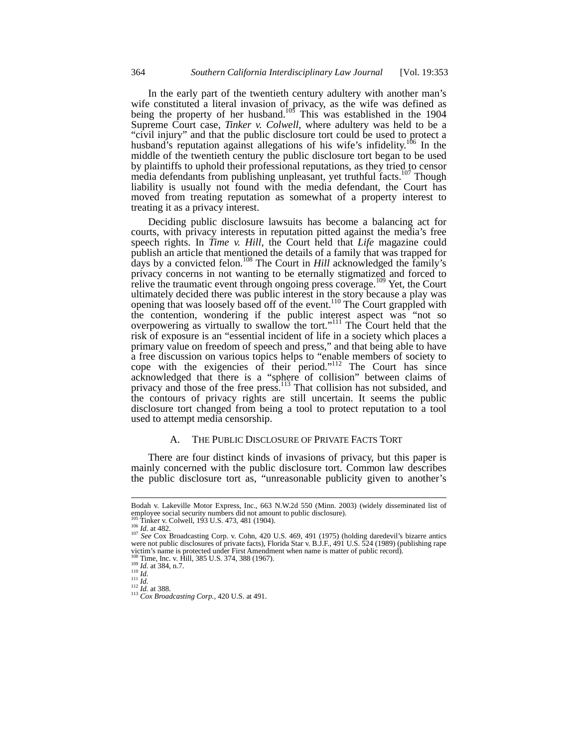In the early part of the twentieth century adultery with another man's wife constituted a literal invasion of privacy, as the wife was defined as being the property of her husband.[105] This was established in the 1904 Supreme Court case, *Tinker v. Colwell*, where adultery was held to be a "civil injury" and that the public disclosure tort could be used to protect a husband's reputation against allegations of his wife's infidelity.[106] In the middle of the twentieth century the public disclosure tort began to be used by plaintiffs to uphold their professional reputations, as they tried to censor media defendants from publishing unpleasant, yet truthful facts.[107] Though liability is usually not found with the media defendant, the Court has moved from treating reputation as somewhat of a property interest to treating it as a privacy interest.

Deciding public disclosure lawsuits has become a balancing act for courts, with privacy interests in reputation pitted against the media's free speech rights. In *Time v. Hill*, the Court held that *Life* magazine could publish an article that mentioned the details of a family that was trapped for days by a convicted felon.[108] The Court in *Hill* acknowledged the family's privacy concerns in not wanting to be eternally stigmatized and forced to relive the traumatic event through ongoing press coverage.[109] Yet, the Court ultimately decided there was public interest in the story because a play was opening that was loosely based off of the event.[110] The Court grappled with the contention, wondering if the public interest aspect was "not so overpowering as virtually to swallow the tort."[111] The Court held that the risk of exposure is an "essential incident of life in a society which places a primary value on freedom of speech and press," and that being able to have a free discussion on various topics helps to "enable members of society to cope with the exigencies of their period."[112] The Court has since acknowledged that there is a "sphere of collision" between claims of privacy and those of the free press.[113] That collision has not subsided, and the contours of privacy rights are still uncertain. It seems the public disclosure tort changed from being a tool to protect reputation to a tool used to attempt media censorship.

### A. The Public Disclosure of Private Facts Tort

There are four distinct kinds of invasions of privacy, but this paper is mainly concerned with the public disclosure tort. Common law describes the public disclosure tort as, "unreasonable publicity given to another's

---

Bodah v. Lakeville Motor Express, Inc., 663 N.W.2d 550 (Minn. 2003) (widely disseminated list of employee social security numbers did not amount to public disclosure).

[105] Tinker v. Colwell, 193 U.S. 473, 481 (1904).

[106] *Id.* at 482.

[107] *See* Cox Broadcasting Corp. v. Cohn, 420 U.S. 469, 491 (1975) (holding daredevil's bizarre antics were not public disclosures of private facts), Florida Star v. B.J.F., 491 U.S. 524 (1989) (publishing rape victim's name is protected under First Amendment when name is matter of public record).

[108] Time, Inc. v. Hill, 385 U.S. 374, 388 (1967).

[109] *Id.* at 384, n.7.

[110] *Id.*

[111] *Id.*

[112] *Id.* at 388.

[113] *Cox Broadcasting Corp.*, 420 U.S. at 491.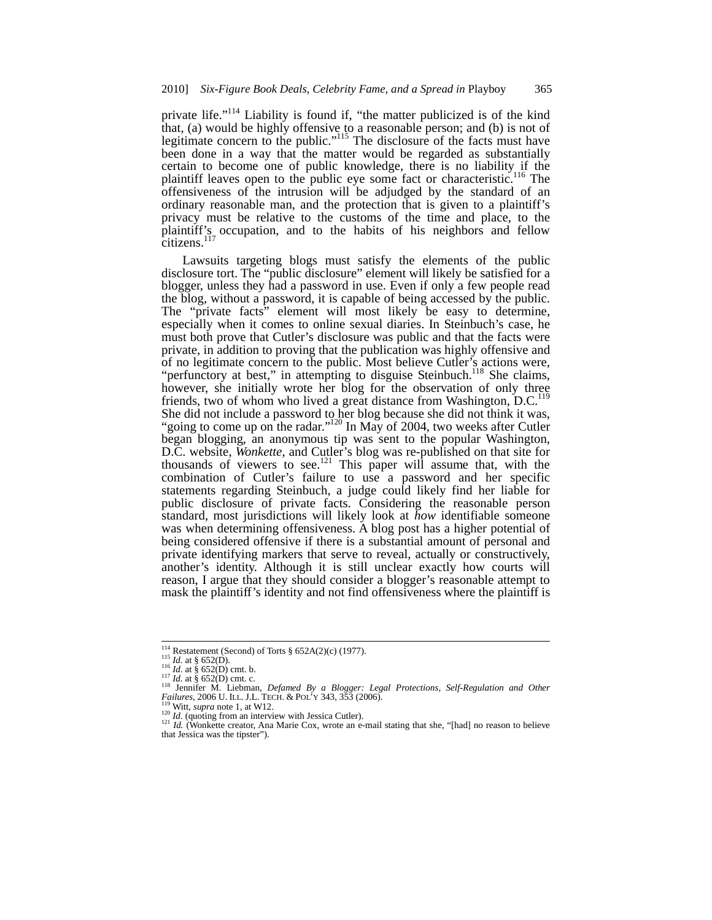private life."[114] Liability is found if, "the matter publicized is of the kind that, (a) would be highly offensive to a reasonable person; and (b) is not of legitimate concern to the public."[115] The disclosure of the facts must have been done in a way that the matter would be regarded as substantially certain to become one of public knowledge, there is no liability if the plaintiff leaves open to the public eye some fact or characteristic.[116] The offensiveness of the intrusion will be adjudged by the standard of an ordinary reasonable man, and the protection that is given to a plaintiff's privacy must be relative to the customs of the time and place, to the plaintiff's occupation, and to the habits of his neighbors and fellow citizens.[117]

Lawsuits targeting blogs must satisfy the elements of the public disclosure tort. The "public disclosure" element will likely be satisfied for a blogger, unless they had a password in use. Even if only a few people read the blog, without a password, it is capable of being accessed by the public. The "private facts" element will most likely be easy to determine, especially when it comes to online sexual diaries. In Steinbuch's case, he must both prove that Cutler's disclosure was public and that the facts were private, in addition to proving that the publication was highly offensive and of no legitimate concern to the public. Most believe Cutler's actions were, "perfunctory at best," in attempting to disguise Steinbuch.[118] She claims, however, she initially wrote her blog for the observation of only three friends, two of whom who lived a great distance from Washington, D.C.[119] She did not include a password to her blog because she did not think it was, "going to come up on the radar."[120] In May of 2004, two weeks after Cutler began blogging, an anonymous tip was sent to the popular Washington, D.C. website, *Wonkette*, and Cutler's blog was re-published on that site for thousands of viewers to see.[121] This paper will assume that, with the combination of Cutler's failure to use a password and her specific statements regarding Steinbuch, a judge could likely find her liable for public disclosure of private facts. Considering the reasonable person standard, most jurisdictions will likely look at *how* identifiable someone was when determining offensiveness. A blog post has a higher potential of being considered offensive if there is a substantial amount of personal and private identifying markers that serve to reveal, actually or constructively, another's identity. Although it is still unclear exactly how courts will reason, I argue that they should consider a blogger's reasonable attempt to mask the plaintiff's identity and not find offensiveness where the plaintiff is

---

[114] Restatement (Second) of Torts § 652A(2)(c) (1977).
[115] *Id.* at § 652(D).
[116] *Id.* at § 652(D) cmt. b.
[117] *Id.* at § 652(D) cmt. c.
[118] Jennifer M. Liebman, *Defamed By a Blogger: Legal Protections, Self-Regulation and Other Failures*, 2006 U. ILL. J.L. TECH. & POL'Y 343, 353 (2006).
[119] Witt, *supra* note 1, at W12.
[120] *Id.* (quoting from an interview with Jessica Cutler).
[121] *Id.* (Wonkette creator, Ana Marie Cox, wrote an e-mail stating that she, "[had] no reason to believe that Jessica was the tipster").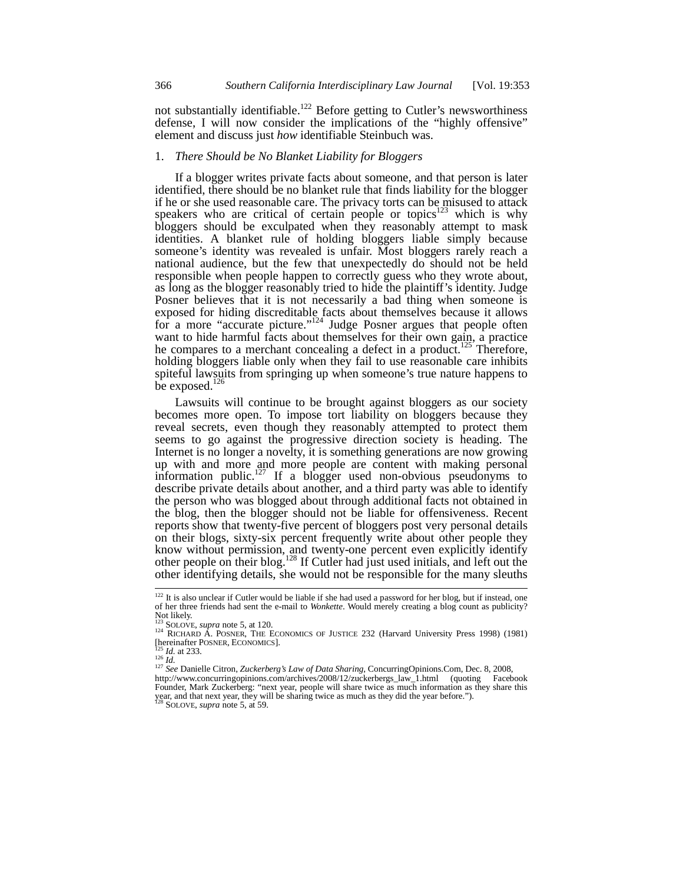not substantially identifiable.[122] Before getting to Cutler's newsworthiness defense, I will now consider the implications of the "highly offensive" element and discuss just *how* identifiable Steinbuch was.

### 1. *There Should be No Blanket Liability for Bloggers*

If a blogger writes private facts about someone, and that person is later identified, there should be no blanket rule that finds liability for the blogger if he or she used reasonable care. The privacy torts can be misused to attack speakers who are critical of certain people or topics[123] which is why bloggers should be exculpated when they reasonably attempt to mask identities. A blanket rule of holding bloggers liable simply because someone's identity was revealed is unfair. Most bloggers rarely reach a national audience, but the few that unexpectedly do should not be held responsible when people happen to correctly guess who they wrote about, as long as the blogger reasonably tried to hide the plaintiff's identity. Judge Posner believes that it is not necessarily a bad thing when someone is exposed for hiding discreditable facts about themselves because it allows for a more "accurate picture."[124] Judge Posner argues that people often want to hide harmful facts about themselves for their own gain, a practice he compares to a merchant concealing a defect in a product.[125] Therefore, holding bloggers liable only when they fail to use reasonable care inhibits spiteful lawsuits from springing up when someone's true nature happens to be exposed.[126]

Lawsuits will continue to be brought against bloggers as our society becomes more open. To impose tort liability on bloggers because they reveal secrets, even though they reasonably attempted to protect them seems to go against the progressive direction society is heading. The Internet is no longer a novelty, it is something generations are now growing up with and more and more people are content with making personal information public.[127] If a blogger used non-obvious pseudonyms to describe private details about another, and a third party was able to identify the person who was blogged about through additional facts not obtained in the blog, then the blogger should not be liable for offensiveness. Recent reports show that twenty-five percent of bloggers post very personal details on their blogs, sixty-six percent frequently write about other people they know without permission, and twenty-one percent even explicitly identify other people on their blog.[128] If Cutler had just used initials, and left out the other identifying details, she would not be responsible for the many sleuths

---

[122] It is also unclear if Cutler would be liable if she had used a password for her blog, but if instead, one of her three friends had sent the e-mail to *Wonkette*. Would merely creating a blog count as publicity? Not likely.

[123] SOLOVE, *supra* note 5, at 120.

[124] RICHARD A. POSNER, THE ECONOMICS OF JUSTICE 232 (Harvard University Press 1998) (1981) [hereinafter POSNER, ECONOMICS].

[125] *Id.* at 233.

[126] *Id.*

[127] *See* Danielle Citron, *Zuckerberg's Law of Data Sharing*, ConcurringOpinions.Com, Dec. 8, 2008, http://www.concurringopinions.com/archives/2008/12/zuckerbergs_law_1.html (quoting Facebook Founder, Mark Zuckerberg: "next year, people will share twice as much information as they share this year, and that next year, they will be sharing twice as much as they did the year before.").

[128] SOLOVE, *supra* note 5, at 59.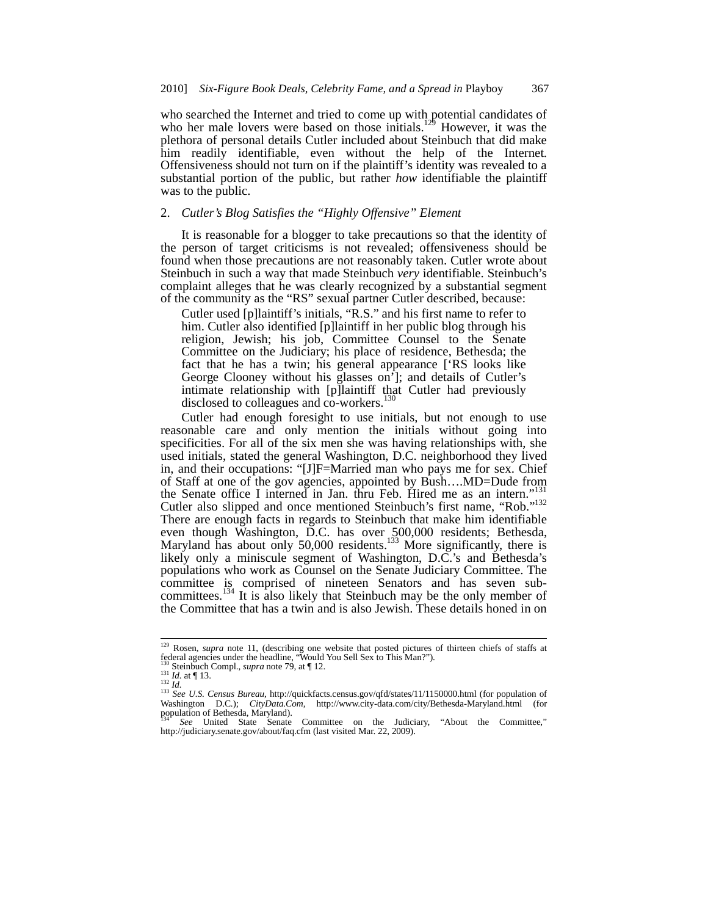who searched the Internet and tried to come up with potential candidates of who her male lovers were based on those initials.[129] However, it was the plethora of personal details Cutler included about Steinbuch that did make him readily identifiable, even without the help of the Internet. Offensiveness should not turn on if the plaintiff's identity was revealed to a substantial portion of the public, but rather *how* identifiable the plaintiff was to the public.

### 2. *Cutler's Blog Satisfies the "Highly Offensive" Element*

It is reasonable for a blogger to take precautions so that the identity of the person of target criticisms is not revealed; offensiveness should be found when those precautions are not reasonably taken. Cutler wrote about Steinbuch in such a way that made Steinbuch *very* identifiable. Steinbuch's complaint alleges that he was clearly recognized by a substantial segment of the community as the "RS" sexual partner Cutler described, because:

> Cutler used [p]laintiff's initials, "R.S." and his first name to refer to him. Cutler also identified [p]laintiff in her public blog through his religion, Jewish; his job, Committee Counsel to the Senate Committee on the Judiciary; his place of residence, Bethesda; the fact that he has a twin; his general appearance ['RS looks like George Clooney without his glasses on']; and details of Cutler's intimate relationship with [p]laintiff that Cutler had previously disclosed to colleagues and co-workers.[130]

Cutler had enough foresight to use initials, but not enough to use reasonable care and only mention the initials without going into specificities. For all of the six men she was having relationships with, she used initials, stated the general Washington, D.C. neighborhood they lived in, and their occupations: "[J]F=Married man who pays me for sex. Chief of Staff at one of the gov agencies, appointed by Bush….MD=Dude from the Senate office I interned in Jan. thru Feb. Hired me as an intern."[131] Cutler also slipped and once mentioned Steinbuch's first name, "Rob."[132] There are enough facts in regards to Steinbuch that make him identifiable even though Washington, D.C. has over 500,000 residents; Bethesda, Maryland has about only 50,000 residents.[133] More significantly, there is likely only a miniscule segment of Washington, D.C.'s and Bethesda's populations who work as Counsel on the Senate Judiciary Committee. The committee is comprised of nineteen Senators and has seven sub-committees.[134] It is also likely that Steinbuch may be the only member of the Committee that has a twin and is also Jewish. These details honed in on

---

[129] Rosen, *supra* note 11, (describing one website that posted pictures of thirteen chiefs of staffs at federal agencies under the headline, "Would You Sell Sex to This Man?").

[130] Steinbuch Compl., *supra* note 79, at ¶ 12.

[131] *Id.* at ¶ 13.

[132] *Id.*

[133] *See U.S. Census Bureau*, http://quickfacts.census.gov/qfd/states/11/1150000.html (for population of Washington D.C.); *CityData.Com*, http://www.city-data.com/city/Bethesda-Maryland.html (for population of Bethesda, Maryland).

[134] *See* United State Senate Committee on the Judiciary, "About the Committee," http://judiciary.senate.gov/about/faq.cfm (last visited Mar. 22, 2009).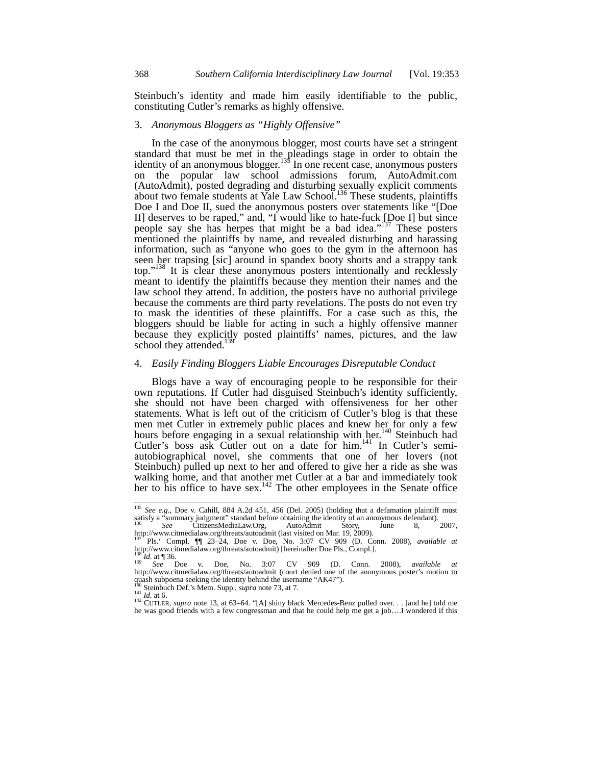Steinbuch's identity and made him easily identifiable to the public, constituting Cutler's remarks as highly offensive.

### 3. *Anonymous Bloggers as "Highly Offensive"*

In the case of the anonymous blogger, most courts have set a stringent standard that must be met in the pleadings stage in order to obtain the identity of an anonymous blogger.[135] In one recent case, anonymous posters on the popular law school admissions forum, AutoAdmit.com (AutoAdmit), posted degrading and disturbing sexually explicit comments about two female students at Yale Law School.[136] These students, plaintiffs Doe I and Doe II, sued the anonymous posters over statements like "[Doe II] deserves to be raped," and, "I would like to hate-fuck [Doe I] but since people say she has herpes that might be a bad idea."[137] These posters mentioned the plaintiffs by name, and revealed disturbing and harassing information, such as "anyone who goes to the gym in the afternoon has seen her trapsing [sic] around in spandex booty shorts and a strappy tank top."[138] It is clear these anonymous posters intentionally and recklessly meant to identify the plaintiffs because they mention their names and the law school they attend. In addition, the posters have no authorial privilege because the comments are third party revelations. The posts do not even try to mask the identities of these plaintiffs. For a case such as this, the bloggers should be liable for acting in such a highly offensive manner because they explicitly posted plaintiffs' names, pictures, and the law school they attended.[139]

### 4. *Easily Finding Bloggers Liable Encourages Disreputable Conduct*

Blogs have a way of encouraging people to be responsible for their own reputations. If Cutler had disguised Steinbuch's identity sufficiently, she should not have been charged with offensiveness for her other statements. What is left out of the criticism of Cutler's blog is that these men met Cutler in extremely public places and knew her for only a few hours before engaging in a sexual relationship with her.[140] Steinbuch had Cutler's boss ask Cutler out on a date for him.[141] In Cutler's semi-autobiographical novel, she comments that one of her lovers (not Steinbuch) pulled up next to her and offered to give her a ride as she was walking home, and that another met Cutler at a bar and immediately took her to his office to have sex.[142] The other employees in the Senate office

---

[135] *See e.g.*, Doe v. Cahill, 884 A.2d 451, 456 (Del. 2005) (holding that a defamation plaintiff must satisfy a "summary judgment" standard before obtaining the identity of an anonymous defendant).

[136] *See* CitizensMediaLaw.Org, AutoAdmit Story, June 8, 2007, http://www.citmedialaw.org/threats/autoadmit (last visited on Mar. 19, 2009).

[137] Pls.' Compl. ¶¶ 23–24, Doe v. Doe, No. 3:07 CV 909 (D. Conn. 2008), *available at* http://www.citmedialaw.org/threats/autoadmit) [hereinafter Doe Pls., Compl.].

[138] *Id.* at ¶ 36.

[139] *See* Doe v. Doe, No. 3:07 CV 909 (D. Conn. 2008), *available at* http://www.citmedialaw.org/threats/autoadmit (court denied one of the anonymous poster's motion to quash subpoena seeking the identity behind the username "AK47").

[140] Steinbuch Def.'s Mem. Supp., *supra* note 73, at 7.

[141] *Id.* at 6.

[142] CUTLER, *supra* note 13, at 63–64. "[A] shiny black Mercedes-Benz pulled over. . . [and he] told me he was good friends with a few congressman and that he could help me get a job….I wondered if this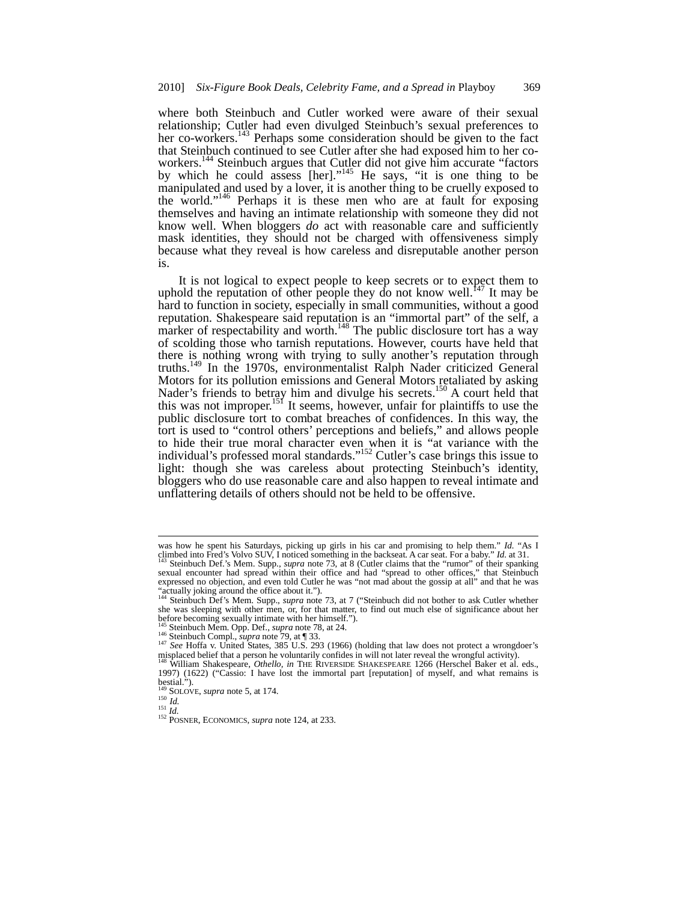where both Steinbuch and Cutler worked were aware of their sexual relationship; Cutler had even divulged Steinbuch's sexual preferences to her co-workers.[143] Perhaps some consideration should be given to the fact that Steinbuch continued to see Cutler after she had exposed him to her co-workers.[144] Steinbuch argues that Cutler did not give him accurate "factors by which he could assess [her]."[145] He says, "it is one thing to be manipulated and used by a lover, it is another thing to be cruelly exposed to the world."[146] Perhaps it is these men who are at fault for exposing themselves and having an intimate relationship with someone they did not know well. When bloggers *do* act with reasonable care and sufficiently mask identities, they should not be charged with offensiveness simply because what they reveal is how careless and disreputable another person is.

It is not logical to expect people to keep secrets or to expect them to uphold the reputation of other people they do not know well.[147] It may be hard to function in society, especially in small communities, without a good reputation. Shakespeare said reputation is an "immortal part" of the self, a marker of respectability and worth.[148] The public disclosure tort has a way of scolding those who tarnish reputations. However, courts have held that there is nothing wrong with trying to sully another's reputation through truths.[149] In the 1970s, environmentalist Ralph Nader criticized General Motors for its pollution emissions and General Motors retaliated by asking Nader's friends to betray him and divulge his secrets.[150] A court held that this was not improper.[151] It seems, however, unfair for plaintiffs to use the public disclosure tort to combat breaches of confidences. In this way, the tort is used to "control others' perceptions and beliefs," and allows people to hide their true moral character even when it is "at variance with the individual's professed moral standards."[152] Cutler's case brings this issue to light: though she was careless about protecting Steinbuch's identity, bloggers who do use reasonable care and also happen to reveal intimate and unflattering details of others should not be held to be offensive.

---

was how he spent his Saturdays, picking up girls in his car and promising to help them." *Id.* "As I climbed into Fred's Volvo SUV, I noticed something in the backseat. A car seat. For a baby." *Id.* at 31.

[143] Steinbuch Def.'s Mem. Supp., *supra* note 73, at 8 (Cutler claims that the "rumor" of their spanking sexual encounter had spread within their office and had "spread to other offices," that Steinbuch expressed no objection, and even told Cutler he was "not mad about the gossip at all" and that he was "actually joking around the office about it.").

[144] Steinbuch Def's Mem. Supp., *supra* note 73, at 7 ("Steinbuch did not bother to ask Cutler whether she was sleeping with other men, or, for that matter, to find out much else of significance about her before becoming sexually intimate with her himself.").

[145] Steinbuch Mem. Opp. Def., *supra* note 78, at 24.

[146] Steinbuch Compl., *supra* note 79, at ¶ 33.

[147] *See* Hoffa v. United States, 385 U.S. 293 (1966) (holding that law does not protect a wrongdoer's misplaced belief that a person he voluntarily confides in will not later reveal the wrongful activity).

[148] William Shakespeare, *Othello*, *in* THE RIVERSIDE SHAKESPEARE 1266 (Herschel Baker et al. eds., 1997) (1622) ("Cassio: I have lost the immortal part [reputation] of myself, and what remains is bestial.").

[149] SOLOVE, *supra* note 5, at 174.

[150] *Id.*

[151] *Id.*

[152] POSNER, ECONOMICS, *supra* note 124, at 233.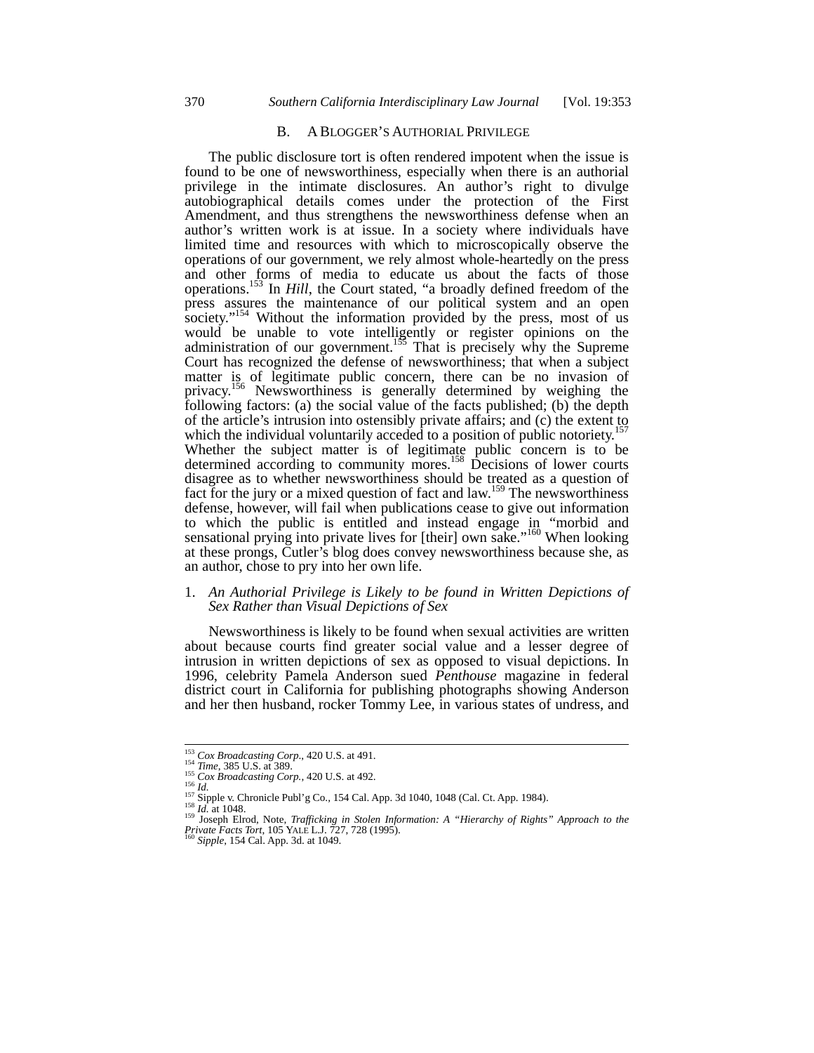### B. A Blogger's Authorial Privilege

The public disclosure tort is often rendered impotent when the issue is found to be one of newsworthiness, especially when there is an authorial privilege in the intimate disclosures. An author's right to divulge autobiographical details comes under the protection of the First Amendment, and thus strengthens the newsworthiness defense when an author's written work is at issue. In a society where individuals have limited time and resources with which to microscopically observe the operations of our government, we rely almost whole-heartedly on the press and other forms of media to educate us about the facts of those operations.[153] In *Hill*, the Court stated, "a broadly defined freedom of the press assures the maintenance of our political system and an open society."[154] Without the information provided by the press, most of us would be unable to vote intelligently or register opinions on the administration of our government.[155] That is precisely why the Supreme Court has recognized the defense of newsworthiness; that when a subject matter is of legitimate public concern, there can be no invasion of privacy.[156] Newsworthiness is generally determined by weighing the following factors: (a) the social value of the facts published; (b) the depth of the article's intrusion into ostensibly private affairs; and (c) the extent to which the individual voluntarily acceded to a position of public notoriety.[157] Whether the subject matter is of legitimate public concern is to be determined according to community mores.[158] Decisions of lower courts disagree as to whether newsworthiness should be treated as a question of fact for the jury or a mixed question of fact and law.[159] The newsworthiness defense, however, will fail when publications cease to give out information to which the public is entitled and instead engage in "morbid and sensational prying into private lives for [their] own sake."[160] When looking at these prongs, Cutler's blog does convey newsworthiness because she, as an author, chose to pry into her own life.

#### 1. *An Authorial Privilege is Likely to be found in Written Depictions of Sex Rather than Visual Depictions of Sex*

Newsworthiness is likely to be found when sexual activities are written about because courts find greater social value and a lesser degree of intrusion in written depictions of sex as opposed to visual depictions. In 1996, celebrity Pamela Anderson sued *Penthouse* magazine in federal district court in California for publishing photographs showing Anderson and her then husband, rocker Tommy Lee, in various states of undress, and

---

[153] *Cox Broadcasting Corp.*, 420 U.S. at 491.
[154] *Time*, 385 U.S. at 389.
[155] *Cox Broadcasting Corp.*, 420 U.S. at 492.
[156] *Id.*
[157] Sipple v. Chronicle Publ'g Co., 154 Cal. App. 3d 1040, 1048 (Cal. Ct. App. 1984).
[158] *Id.* at 1048.
[159] Joseph Elrod, Note, *Trafficking in Stolen Information: A "Hierarchy of Rights" Approach to the Private Facts Tort*, 105 YALE L.J. 727, 728 (1995).
[160] *Sipple*, 154 Cal. App. 3d. at 1049.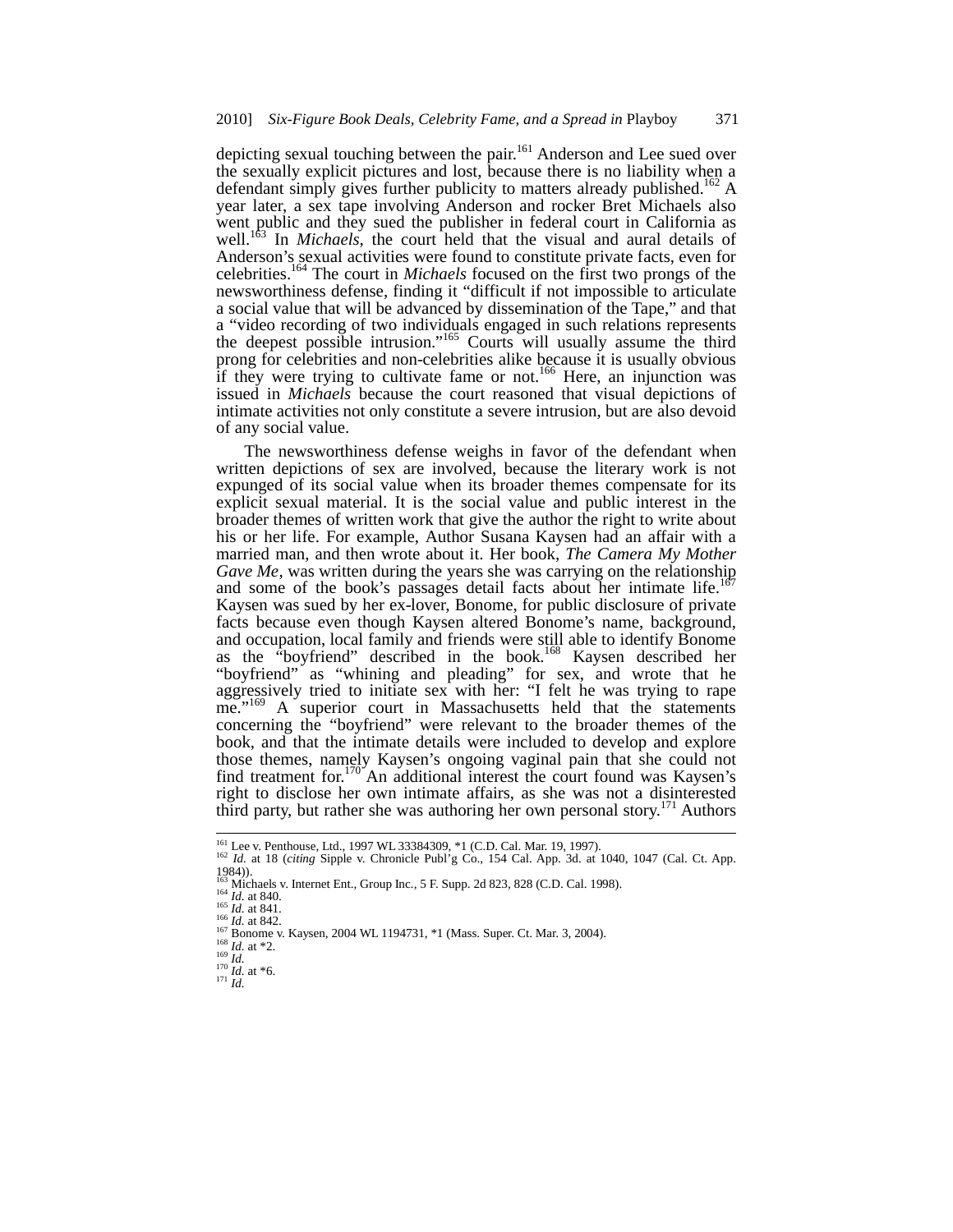depicting sexual touching between the pair.[161] Anderson and Lee sued over the sexually explicit pictures and lost, because there is no liability when a defendant simply gives further publicity to matters already published.[162] A year later, a sex tape involving Anderson and rocker Bret Michaels also went public and they sued the publisher in federal court in California as well.[163] In *Michaels*, the court held that the visual and aural details of Anderson's sexual activities were found to constitute private facts, even for celebrities.[164] The court in *Michaels* focused on the first two prongs of the newsworthiness defense, finding it "difficult if not impossible to articulate a social value that will be advanced by dissemination of the Tape," and that a "video recording of two individuals engaged in such relations represents the deepest possible intrusion."[165] Courts will usually assume the third prong for celebrities and non-celebrities alike because it is usually obvious if they were trying to cultivate fame or not.[166] Here, an injunction was issued in *Michaels* because the court reasoned that visual depictions of intimate activities not only constitute a severe intrusion, but are also devoid of any social value.

The newsworthiness defense weighs in favor of the defendant when written depictions of sex are involved, because the literary work is not expunged of its social value when its broader themes compensate for its explicit sexual material. It is the social value and public interest in the broader themes of written work that give the author the right to write about his or her life. For example, Author Susana Kaysen had an affair with a married man, and then wrote about it. Her book, *The Camera My Mother Gave Me*, was written during the years she was carrying on the relationship and some of the book's passages detail facts about her intimate life.[167] Kaysen was sued by her ex-lover, Bonome, for public disclosure of private facts because even though Kaysen altered Bonome's name, background, and occupation, local family and friends were still able to identify Bonome as the "boyfriend" described in the book.[168] Kaysen described her "boyfriend" as "whining and pleading" for sex, and wrote that he aggressively tried to initiate sex with her: "I felt he was trying to rape me."[169] A superior court in Massachusetts held that the statements concerning the "boyfriend" were relevant to the broader themes of the book, and that the intimate details were included to develop and explore those themes, namely Kaysen's ongoing vaginal pain that she could not find treatment for.[170] An additional interest the court found was Kaysen's right to disclose her own intimate affairs, as she was not a disinterested third party, but rather she was authoring her own personal story.[171] Authors

---

[161] Lee v. Penthouse, Ltd., 1997 WL 33384309, *1 (C.D. Cal. Mar. 19, 1997).
[162] *Id.* at 18 (*citing* Sipple v. Chronicle Publ'g Co., 154 Cal. App. 3d. at 1040, 1047 (Cal. Ct. App. 1984)).
[163] Michaels v. Internet Ent., Group Inc., 5 F. Supp. 2d 823, 828 (C.D. Cal. 1998).
[164] *Id.* at 840.
[165] *Id.* at 841.
[166] *Id.* at 842.
[167] Bonome v. Kaysen, 2004 WL 1194731, *1 (Mass. Super. Ct. Mar. 3, 2004).
[168] *Id.* at *2.
[169] *Id.*
[170] *Id.* at *6.
[171] *Id.*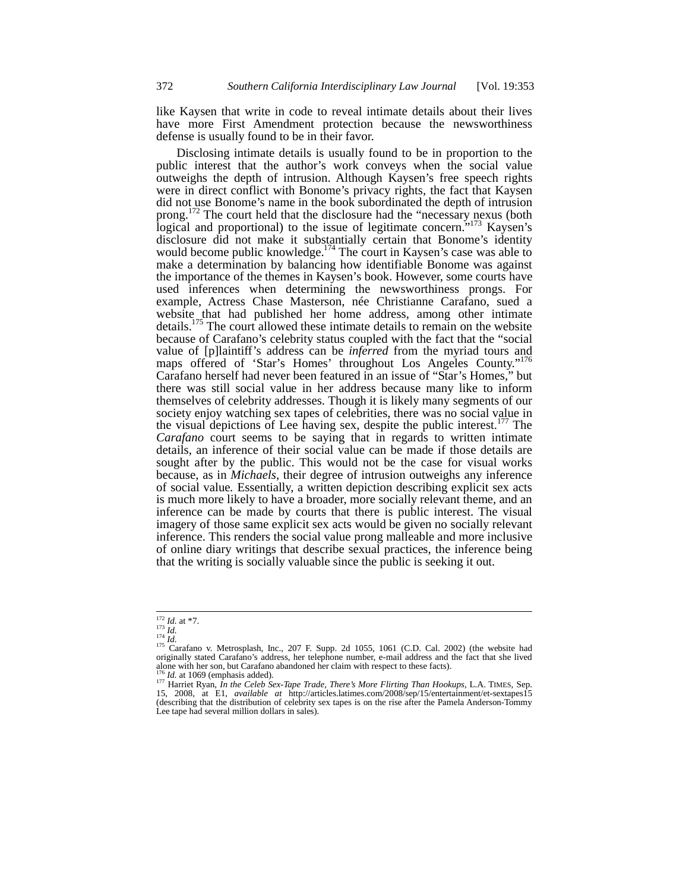like Kaysen that write in code to reveal intimate details about their lives have more First Amendment protection because the newsworthiness defense is usually found to be in their favor.

Disclosing intimate details is usually found to be in proportion to the public interest that the author's work conveys when the social value outweighs the depth of intrusion. Although Kaysen's free speech rights were in direct conflict with Bonome's privacy rights, the fact that Kaysen did not use Bonome's name in the book subordinated the depth of intrusion prong.[172] The court held that the disclosure had the "necessary nexus (both logical and proportional) to the issue of legitimate concern."[173] Kaysen's disclosure did not make it substantially certain that Bonome's identity would become public knowledge.[174] The court in Kaysen's case was able to make a determination by balancing how identifiable Bonome was against the importance of the themes in Kaysen's book. However, some courts have used inferences when determining the newsworthiness prongs. For example, Actress Chase Masterson, née Christianne Carafano, sued a website that had published her home address, among other intimate details.[175] The court allowed these intimate details to remain on the website because of Carafano's celebrity status coupled with the fact that the "social value of [p]laintiff's address can be *inferred* from the myriad tours and maps offered of 'Star's Homes' throughout Los Angeles County."[176] Carafano herself had never been featured in an issue of "Star's Homes," but there was still social value in her address because many like to inform themselves of celebrity addresses. Though it is likely many segments of our society enjoy watching sex tapes of celebrities, there was no social value in the visual depictions of Lee having sex, despite the public interest.[177] The *Carafano* court seems to be saying that in regards to written intimate details, an inference of their social value can be made if those details are sought after by the public. This would not be the case for visual works because, as in *Michaels*, their degree of intrusion outweighs any inference of social value. Essentially, a written depiction describing explicit sex acts is much more likely to have a broader, more socially relevant theme, and an inference can be made by courts that there is public interest. The visual imagery of those same explicit sex acts would be given no socially relevant inference. This renders the social value prong malleable and more inclusive of online diary writings that describe sexual practices, the inference being that the writing is socially valuable since the public is seeking it out.

---

[172] *Id.* at *7.

[173] *Id.*

[174] *Id.*

[175] Carafano v. Metrosplash, Inc., 207 F. Supp. 2d 1055, 1061 (C.D. Cal. 2002) (the website had originally stated Carafano's address, her telephone number, e-mail address and the fact that she lived alone with her son, but Carafano abandoned her claim with respect to these facts).

[176] *Id.* at 1069 (emphasis added).

[177] Harriet Ryan, *In the Celeb Sex-Tape Trade, There's More Flirting Than Hookups*, L.A. TIMES, Sep. 15, 2008, at E1, *available at* http://articles.latimes.com/2008/sep/15/entertainment/et-sextapes15 (describing that the distribution of celebrity sex tapes is on the rise after the Pamela Anderson-Tommy Lee tape had several million dollars in sales).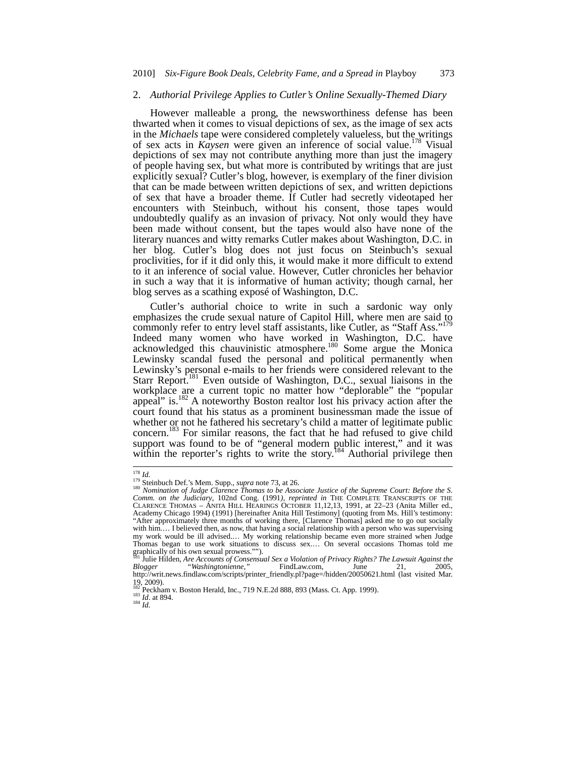### 2. *Authorial Privilege Applies to Cutler's Online Sexually-Themed Diary*

However malleable a prong, the newsworthiness defense has been thwarted when it comes to visual depictions of sex, as the image of sex acts in the *Michaels* tape were considered completely valueless, but the writings of sex acts in *Kaysen* were given an inference of social value.[178] Visual depictions of sex may not contribute anything more than just the imagery of people having sex, but what more is contributed by writings that are just explicitly sexual? Cutler's blog, however, is exemplary of the finer division that can be made between written depictions of sex, and written depictions of sex that have a broader theme. If Cutler had secretly videotaped her encounters with Steinbuch, without his consent, those tapes would undoubtedly qualify as an invasion of privacy. Not only would they have been made without consent, but the tapes would also have none of the literary nuances and witty remarks Cutler makes about Washington, D.C. in her blog. Cutler's blog does not just focus on Steinbuch's sexual proclivities, for if it did only this, it would make it more difficult to extend to it an inference of social value. However, Cutler chronicles her behavior in such a way that it is informative of human activity; though carnal, her blog serves as a scathing exposé of Washington, D.C.

Cutler's authorial choice to write in such a sardonic way only emphasizes the crude sexual nature of Capitol Hill, where men are said to commonly refer to entry level staff assistants, like Cutler, as "Staff Ass."[179] Indeed many women who have worked in Washington, D.C. have acknowledged this chauvinistic atmosphere.[180] Some argue the Monica Lewinsky scandal fused the personal and political permanently when Lewinsky's personal e-mails to her friends were considered relevant to the Starr Report.[181] Even outside of Washington, D.C., sexual liaisons in the workplace are a current topic no matter how "deplorable" the "popular appeal" is.[182] A noteworthy Boston realtor lost his privacy action after the court found that his status as a prominent businessman made the issue of whether or not he fathered his secretary's child a matter of legitimate public concern.[183] For similar reasons, the fact that he had refused to give child support was found to be of "general modern public interest," and it was within the reporter's rights to write the story.[184] Authorial privilege then

---

[178] *Id.*

[179] Steinbuch Def.'s Mem. Supp., *supra* note 73, at 26.

[180] *Nomination of Judge Clarence Thomas to be Associate Justice of the Supreme Court: Before the S. Comm. on the Judiciary*, 102nd Cong. (1991), *reprinted in* THE COMPLETE TRANSCRIPTS OF THE CLARENCE THOMAS – ANITA HILL HEARINGS OCTOBER 11,12,13, 1991, at 22–23 (Anita Miller ed., Academy Chicago 1994) (1991) [hereinafter Anita Hill Testimony] (quoting from Ms. Hill's testimony: "After approximately three months of working there, [Clarence Thomas] asked me to go out socially with him.… I believed then, as now, that having a social relationship with a person who was supervising my work would be ill advised.… My working relationship became even more strained when Judge Thomas began to use work situations to discuss sex.… On several occasions Thomas told me graphically of his own sexual prowess."").

[181] Julie Hilden, *Are Accounts of Consensual Sex a Violation of Privacy Rights? The Lawsuit Against the Blogger "Washingtonienne,"* FindLaw.com, June 21, 2005, http://writ.news.findlaw.com/scripts/printer_friendly.pl?page=/hidden/20050621.html (last visited Mar. 19, 2009).

[182] Peckham v. Boston Herald, Inc., 719 N.E.2d 888, 893 (Mass. Ct. App. 1999).

[183] *Id.* at 894.

[184] *Id.*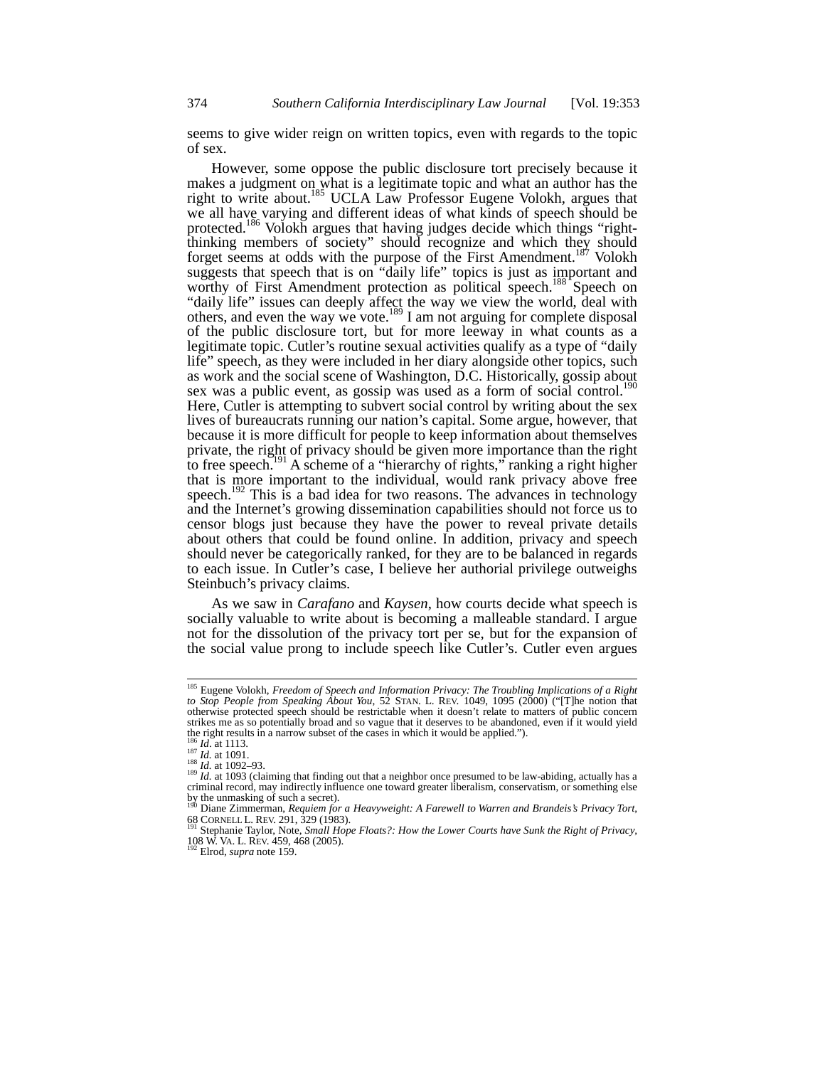seems to give wider reign on written topics, even with regards to the topic of sex.

However, some oppose the public disclosure tort precisely because it makes a judgment on what is a legitimate topic and what an author has the right to write about.[185] UCLA Law Professor Eugene Volokh, argues that we all have varying and different ideas of what kinds of speech should be protected.[186] Volokh argues that having judges decide which things "right-thinking members of society" should recognize and which they should forget seems at odds with the purpose of the First Amendment.[187] Volokh suggests that speech that is on "daily life" topics is just as important and worthy of First Amendment protection as political speech.[188] Speech on "daily life" issues can deeply affect the way we view the world, deal with others, and even the way we vote.[189] I am not arguing for complete disposal of the public disclosure tort, but for more leeway in what counts as a legitimate topic. Cutler's routine sexual activities qualify as a type of "daily life" speech, as they were included in her diary alongside other topics, such as work and the social scene of Washington, D.C. Historically, gossip about sex was a public event, as gossip was used as a form of social control.[190] Here, Cutler is attempting to subvert social control by writing about the sex lives of bureaucrats running our nation's capital. Some argue, however, that because it is more difficult for people to keep information about themselves private, the right of privacy should be given more importance than the right to free speech.[191] A scheme of a "hierarchy of rights," ranking a right higher that is more important to the individual, would rank privacy above free speech.[192] This is a bad idea for two reasons. The advances in technology and the Internet's growing dissemination capabilities should not force us to censor blogs just because they have the power to reveal private details about others that could be found online. In addition, privacy and speech should never be categorically ranked, for they are to be balanced in regards to each issue. In Cutler's case, I believe her authorial privilege outweighs Steinbuch's privacy claims.

As we saw in *Carafano* and *Kaysen*, how courts decide what speech is socially valuable to write about is becoming a malleable standard. I argue not for the dissolution of the privacy tort per se, but for the expansion of the social value prong to include speech like Cutler's. Cutler even argues

---

[185] Eugene Volokh, *Freedom of Speech and Information Privacy: The Troubling Implications of a Right to Stop People from Speaking About You*, 52 STAN. L. REV. 1049, 1095 (2000) ("[T]he notion that otherwise protected speech should be restrictable when it doesn't relate to matters of public concern strikes me as so potentially broad and so vague that it deserves to be abandoned, even if it would yield the right results in a narrow subset of the cases in which it would be applied.").

[186] *Id.* at 1113.

[187] *Id.* at 1091.

[188] *Id.* at 1092–93.

[189] *Id.* at 1093 (claiming that finding out that a neighbor once presumed to be law-abiding, actually has a criminal record, may indirectly influence one toward greater liberalism, conservatism, or something else by the unmasking of such a secret).

[190] Diane Zimmerman, *Requiem for a Heavyweight: A Farewell to Warren and Brandeis's Privacy Tort*, 68 CORNELL L. REV. 291, 329 (1983).

[191] Stephanie Taylor, Note, *Small Hope Floats?: How the Lower Courts have Sunk the Right of Privacy*, 108 W. VA. L. REV. 459, 468 (2005).

[192] Elrod, *supra* note 159.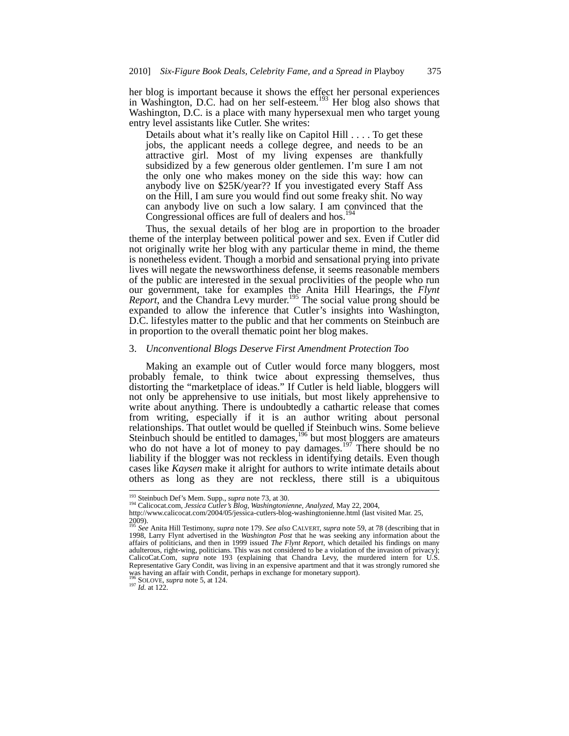her blog is important because it shows the effect her personal experiences in Washington, D.C. had on her self-esteem.[193] Her blog also shows that Washington, D.C. is a place with many hypersexual men who target young entry level assistants like Cutler. She writes:

> Details about what it's really like on Capitol Hill . . . . To get these jobs, the applicant needs a college degree, and needs to be an attractive girl. Most of my living expenses are thankfully subsidized by a few generous older gentlemen. I'm sure I am not the only one who makes money on the side this way: how can anybody live on $25K/year?? If you investigated every Staff Ass on the Hill, I am sure you would find out some freaky shit. No way can anybody live on such a low salary. I am convinced that the Congressional offices are full of dealers and hos.[194]

Thus, the sexual details of her blog are in proportion to the broader theme of the interplay between political power and sex. Even if Cutler did not originally write her blog with any particular theme in mind, the theme is nonetheless evident. Though a morbid and sensational prying into private lives will negate the newsworthiness defense, it seems reasonable members of the public are interested in the sexual proclivities of the people who run our government, take for examples the Anita Hill Hearings, the *Flynt Report*, and the Chandra Levy murder.[195] The social value prong should be expanded to allow the inference that Cutler's insights into Washington, D.C. lifestyles matter to the public and that her comments on Steinbuch are in proportion to the overall thematic point her blog makes.

### 3. *Unconventional Blogs Deserve First Amendment Protection Too*

Making an example out of Cutler would force many bloggers, most probably female, to think twice about expressing themselves, thus distorting the "marketplace of ideas." If Cutler is held liable, bloggers will not only be apprehensive to use initials, but most likely apprehensive to write about anything. There is undoubtedly a cathartic release that comes from writing, especially if it is an author writing about personal relationships. That outlet would be quelled if Steinbuch wins. Some believe Steinbuch should be entitled to damages,[196] but most bloggers are amateurs who do not have a lot of money to pay damages.[197] There should be no liability if the blogger was not reckless in identifying details. Even though cases like *Kaysen* make it alright for authors to write intimate details about others as long as they are not reckless, there still is a ubiquitous

---

[193] Steinbuch Def's Mem. Supp., *supra* note 73, at 30.

[194] Calicocat.com, *Jessica Cutler's Blog, Washingtonienne, Analyzed*, May 22, 2004, http://www.calicocat.com/2004/05/jessica-cutlers-blog-washingtonienne.html (last visited Mar. 25, 2009).

[195] *See* Anita Hill Testimony, *supra* note 179. *See also* CALVERT, *supra* note 59, at 78 (describing that in 1998, Larry Flynt advertised in the *Washington Post* that he was seeking any information about the affairs of politicians, and then in 1999 issued *The Flynt Report*, which detailed his findings on many adulterous, right-wing, politicians. This was not considered to be a violation of the invasion of privacy); CalicoCat.Com, *supra* note 193 (explaining that Chandra Levy, the murdered intern for U.S. Representative Gary Condit, was living in an expensive apartment and that it was strongly rumored she was having an affair with Condit, perhaps in exchange for monetary support).

[196] SOLOVE, *supra* note 5, at 124.

[197] *Id.* at 122.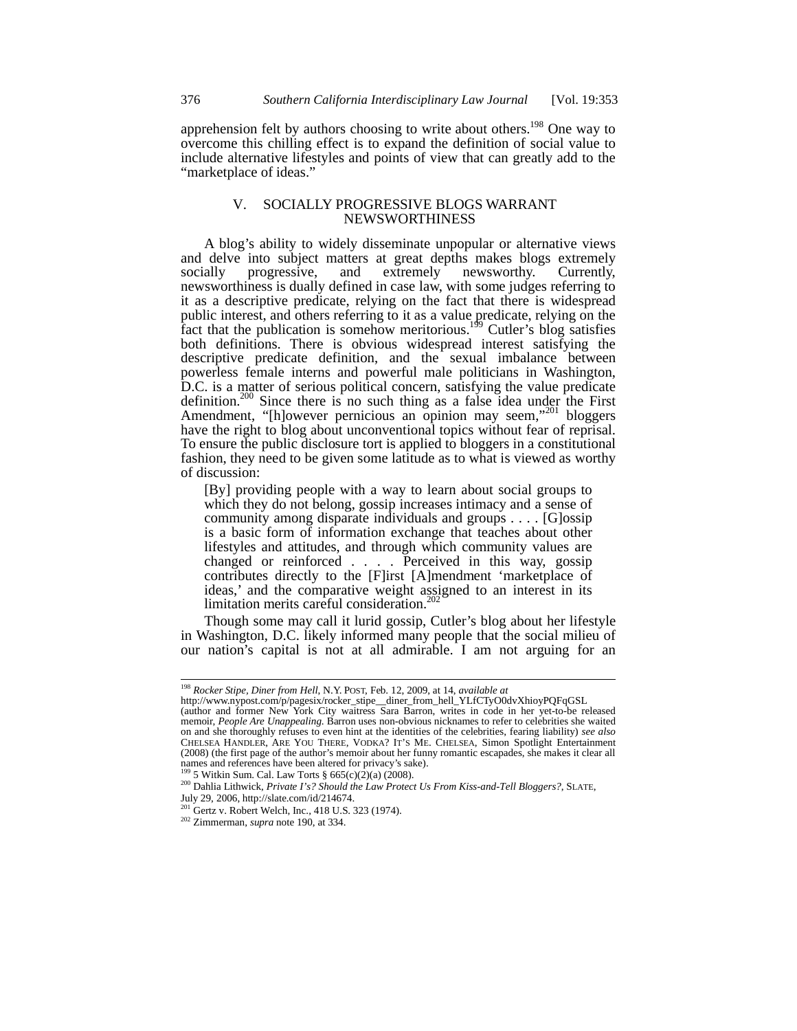apprehension felt by authors choosing to write about others.[198] One way to overcome this chilling effect is to expand the definition of social value to include alternative lifestyles and points of view that can greatly add to the "marketplace of ideas."

## V. SOCIALLY PROGRESSIVE BLOGS WARRANT NEWSWORTHINESS

A blog's ability to widely disseminate unpopular or alternative views and delve into subject matters at great depths makes blogs extremely socially progressive, and extremely newsworthy. Currently, newsworthiness is dually defined in case law, with some judges referring to it as a descriptive predicate, relying on the fact that there is widespread public interest, and others referring to it as a value predicate, relying on the fact that the publication is somehow meritorious.[199] Cutler's blog satisfies both definitions. There is obvious widespread interest satisfying the descriptive predicate definition, and the sexual imbalance between powerless female interns and powerful male politicians in Washington, D.C. is a matter of serious political concern, satisfying the value predicate definition.[200] Since there is no such thing as a false idea under the First Amendment, "[h]owever pernicious an opinion may seem,"[201] bloggers have the right to blog about unconventional topics without fear of reprisal. To ensure the public disclosure tort is applied to bloggers in a constitutional fashion, they need to be given some latitude as to what is viewed as worthy of discussion:

> [By] providing people with a way to learn about social groups to which they do not belong, gossip increases intimacy and a sense of community among disparate individuals and groups . . . . [G]ossip is a basic form of information exchange that teaches about other lifestyles and attitudes, and through which community values are changed or reinforced . . . . Perceived in this way, gossip contributes directly to the [F]irst [A]mendment 'marketplace of ideas,' and the comparative weight assigned to an interest in its limitation merits careful consideration.[202]

Though some may call it lurid gossip, Cutler's blog about her lifestyle in Washington, D.C. likely informed many people that the social milieu of our nation's capital is not at all admirable. I am not arguing for an

---

[198] *Rocker Stipe, Diner from Hell*, N.Y. POST, Feb. 12, 2009, at 14, *available at* http://www.nypost.com/p/pagesix/rocker_stipe__diner_from_hell_YLfCTyO0dvXhioyPQFqGSL (author and former New York City waitress Sara Barron, writes in code in her yet-to-be released memoir, *People Are Unappealing.* Barron uses non-obvious nicknames to refer to celebrities she waited on and she thoroughly refuses to even hint at the identities of the celebrities, fearing liability) *see also* CHELSEA HANDLER, ARE YOU THERE, VODKA? IT'S ME. CHELSEA, Simon Spotlight Entertainment (2008) (the first page of the author's memoir about her funny romantic escapades, she makes it clear all names and references have been altered for privacy's sake).

[199] 5 Witkin Sum. Cal. Law Torts § 665(c)(2)(a) (2008).

[200] Dahlia Lithwick, *Private I's? Should the Law Protect Us From Kiss-and-Tell Bloggers?*, SLATE, July 29, 2006, http://slate.com/id/214674.

[201] Gertz v. Robert Welch, Inc., 418 U.S. 323 (1974).

[202] Zimmerman, *supra* note 190, at 334.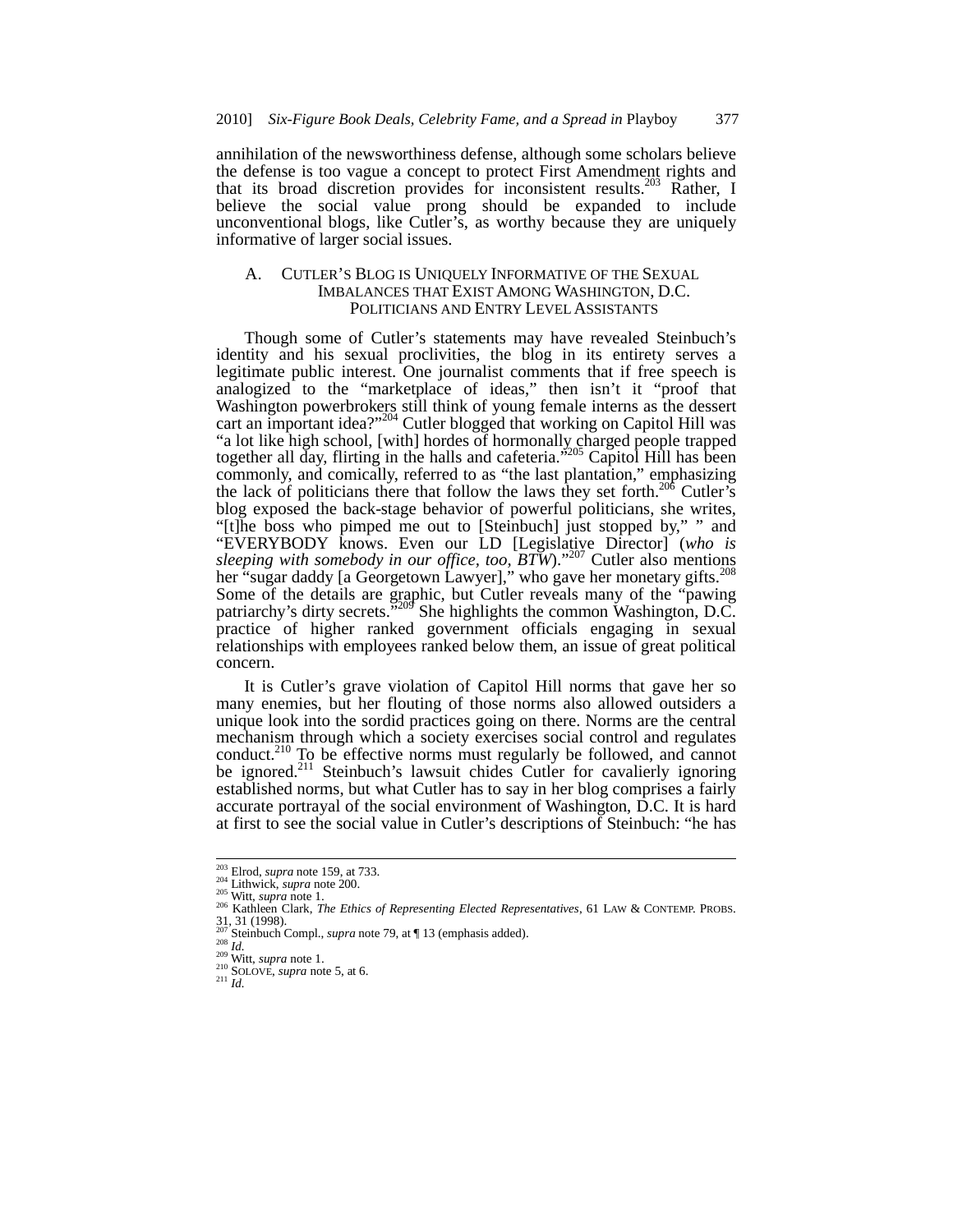annihilation of the newsworthiness defense, although some scholars believe the defense is too vague a concept to protect First Amendment rights and that its broad discretion provides for inconsistent results.[203] Rather, I believe the social value prong should be expanded to include unconventional blogs, like Cutler's, as worthy because they are uniquely informative of larger social issues.

### A. Cutler's Blog is Uniquely Informative of the Sexual Imbalances that Exist Among Washington, D.C. Politicians and Entry Level Assistants

Though some of Cutler's statements may have revealed Steinbuch's identity and his sexual proclivities, the blog in its entirety serves a legitimate public interest. One journalist comments that if free speech is analogized to the "marketplace of ideas," then isn't it "proof that Washington powerbrokers still think of young female interns as the dessert cart an important idea?"[204] Cutler blogged that working on Capitol Hill was "a lot like high school, [with] hordes of hormonally charged people trapped together all day, flirting in the halls and cafeteria."[205] Capitol Hill has been commonly, and comically, referred to as "the last plantation," emphasizing the lack of politicians there that follow the laws they set forth.[206] Cutler's blog exposed the back-stage behavior of powerful politicians, she writes, "[t]he boss who pimped me out to [Steinbuch] just stopped by," " and "EVERYBODY knows. Even our LD [Legislative Director] (*who is sleeping with somebody in our office, too, BTW*)."[207] Cutler also mentions her "sugar daddy [a Georgetown Lawyer]," who gave her monetary gifts.[208] Some of the details are graphic, but Cutler reveals many of the "pawing patriarchy's dirty secrets."[209] She highlights the common Washington, D.C. practice of higher ranked government officials engaging in sexual relationships with employees ranked below them, an issue of great political concern.

It is Cutler's grave violation of Capitol Hill norms that gave her so many enemies, but her flouting of those norms also allowed outsiders a unique look into the sordid practices going on there. Norms are the central mechanism through which a society exercises social control and regulates conduct.[210] To be effective norms must regularly be followed, and cannot be ignored.[211] Steinbuch's lawsuit chides Cutler for cavalierly ignoring established norms, but what Cutler has to say in her blog comprises a fairly accurate portrayal of the social environment of Washington, D.C. It is hard at first to see the social value in Cutler's descriptions of Steinbuch: "he has

---

[203] Elrod, *supra* note 159, at 733.
[204] Lithwick, *supra* note 200.
[205] Witt, *supra* note 1.
[206] Kathleen Clark, *The Ethics of Representing Elected Representatives*, 61 LAW & CONTEMP. PROBS. 31, 31 (1998).
[207] Steinbuch Compl., *supra* note 79, at ¶ 13 (emphasis added).
[208] *Id.*
[209] Witt, *supra* note 1.
[210] SOLOVE, *supra* note 5, at 6.
[211] *Id.*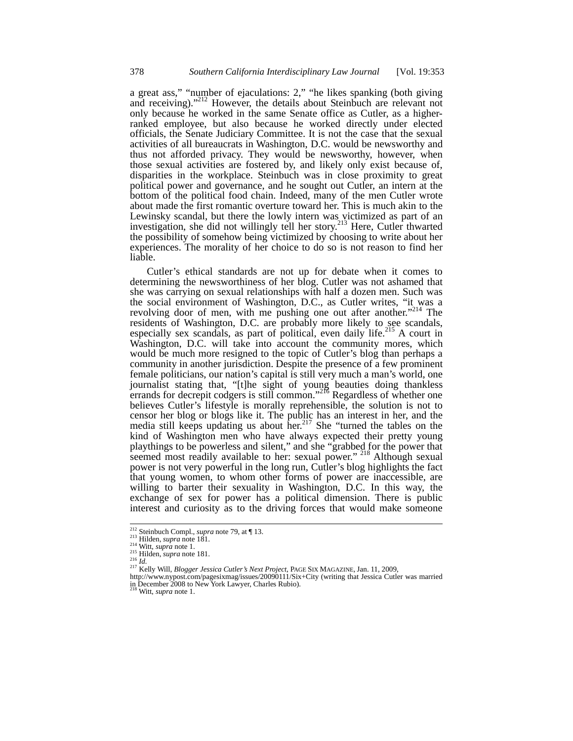a great ass," "number of ejaculations: 2," "he likes spanking (both giving and receiving)."[212] However, the details about Steinbuch are relevant not only because he worked in the same Senate office as Cutler, as a higher-ranked employee, but also because he worked directly under elected officials, the Senate Judiciary Committee. It is not the case that the sexual activities of all bureaucrats in Washington, D.C. would be newsworthy and thus not afforded privacy. They would be newsworthy, however, when those sexual activities are fostered by, and likely only exist because of, disparities in the workplace. Steinbuch was in close proximity to great political power and governance, and he sought out Cutler, an intern at the bottom of the political food chain. Indeed, many of the men Cutler wrote about made the first romantic overture toward her. This is much akin to the Lewinsky scandal, but there the lowly intern was victimized as part of an investigation, she did not willingly tell her story.[213] Here, Cutler thwarted the possibility of somehow being victimized by choosing to write about her experiences. The morality of her choice to do so is not reason to find her liable.

Cutler's ethical standards are not up for debate when it comes to determining the newsworthiness of her blog. Cutler was not ashamed that she was carrying on sexual relationships with half a dozen men. Such was the social environment of Washington, D.C., as Cutler writes, "it was a revolving door of men, with me pushing one out after another."[214] The residents of Washington, D.C. are probably more likely to see scandals, especially sex scandals, as part of political, even daily life.[215] A court in Washington, D.C. will take into account the community mores, which would be much more resigned to the topic of Cutler's blog than perhaps a community in another jurisdiction. Despite the presence of a few prominent female politicians, our nation's capital is still very much a man's world, one journalist stating that, "[t]he sight of young beauties doing thankless errands for decrepit codgers is still common."[216] Regardless of whether one believes Cutler's lifestyle is morally reprehensible, the solution is not to censor her blog or blogs like it. The public has an interest in her, and the media still keeps updating us about her.[217] She "turned the tables on the kind of Washington men who have always expected their pretty young playthings to be powerless and silent," and she "grabbed for the power that seemed most readily available to her: sexual power."[218] Although sexual power is not very powerful in the long run, Cutler's blog highlights the fact that young women, to whom other forms of power are inaccessible, are willing to barter their sexuality in Washington, D.C. In this way, the exchange of sex for power has a political dimension. There is public interest and curiosity as to the driving forces that would make someone

---

[212] Steinbuch Compl., *supra* note 79, at ¶ 13.
[213] Hilden, *supra* note 181.
[214] Witt, *supra* note 1.
[215] Hilden, *supra* note 181.
[216] *Id.*
[217] Kelly Will, *Blogger Jessica Cutler's Next Project*, PAGE SIX MAGAZINE, Jan. 11, 2009, http://www.nypost.com/pagesixmag/issues/20090111/Six+City (writing that Jessica Cutler was married in December 2008 to New York Lawyer, Charles Rubio).
[218] Witt, *supra* note 1.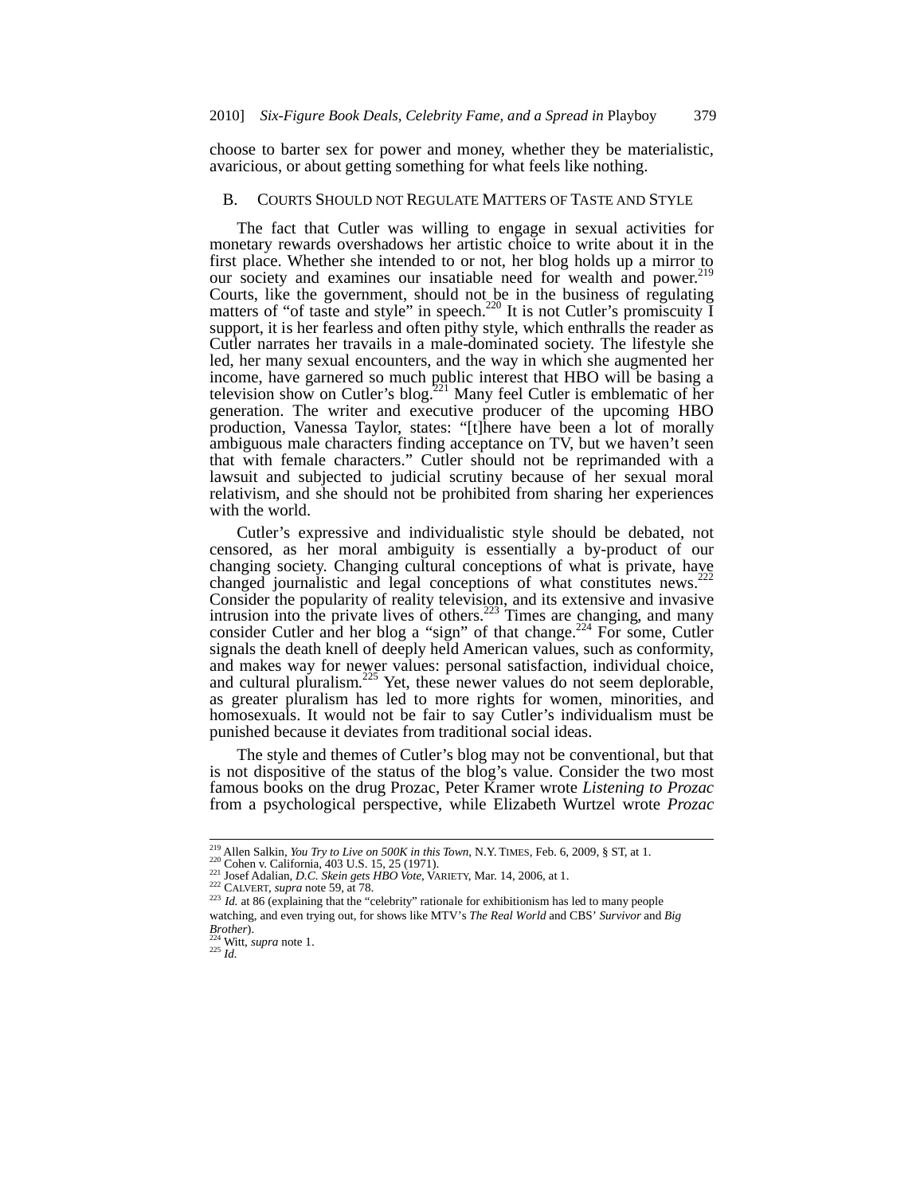choose to barter sex for power and money, whether they be materialistic, avaricious, or about getting something for what feels like nothing.

### B. Courts Should not Regulate Matters of Taste and Style

The fact that Cutler was willing to engage in sexual activities for monetary rewards overshadows her artistic choice to write about it in the first place. Whether she intended to or not, her blog holds up a mirror to our society and examines our insatiable need for wealth and power.[219] Courts, like the government, should not be in the business of regulating matters of "of taste and style" in speech.[220] It is not Cutler's promiscuity I support, it is her fearless and often pithy style, which enthralls the reader as Cutler narrates her travails in a male-dominated society. The lifestyle she led, her many sexual encounters, and the way in which she augmented her income, have garnered so much public interest that HBO will be basing a television show on Cutler's blog.[221] Many feel Cutler is emblematic of her generation. The writer and executive producer of the upcoming HBO production, Vanessa Taylor, states: "[t]here have been a lot of morally ambiguous male characters finding acceptance on TV, but we haven't seen that with female characters." Cutler should not be reprimanded with a lawsuit and subjected to judicial scrutiny because of her sexual moral relativism, and she should not be prohibited from sharing her experiences with the world.

Cutler's expressive and individualistic style should be debated, not censored, as her moral ambiguity is essentially a by-product of our changing society. Changing cultural conceptions of what is private, have changed journalistic and legal conceptions of what constitutes news.[222] Consider the popularity of reality television, and its extensive and invasive intrusion into the private lives of others.[223] Times are changing, and many consider Cutler and her blog a "sign" of that change.[224] For some, Cutler signals the death knell of deeply held American values, such as conformity, and makes way for newer values: personal satisfaction, individual choice, and cultural pluralism.[225] Yet, these newer values do not seem deplorable, as greater pluralism has led to more rights for women, minorities, and homosexuals. It would not be fair to say Cutler's individualism must be punished because it deviates from traditional social ideas.

The style and themes of Cutler's blog may not be conventional, but that is not dispositive of the status of the blog's value. Consider the two most famous books on the drug Prozac, Peter Kramer wrote *Listening to Prozac* from a psychological perspective, while Elizabeth Wurtzel wrote *Prozac*

---

[219] Allen Salkin, *You Try to Live on 500K in this Town*, N.Y. TIMES, Feb. 6, 2009, § ST, at 1.
[220] Cohen v. California, 403 U.S. 15, 25 (1971).
[221] Josef Adalian, *D.C. Skein gets HBO Vote*, VARIETY, Mar. 14, 2006, at 1.
[222] CALVERT, *supra* note 59, at 78.
[223] *Id.* at 86 (explaining that the "celebrity" rationale for exhibitionism has led to many people watching, and even trying out, for shows like MTV's *The Real World* and CBS' *Survivor* and *Big Brother*).
[224] Witt, *supra* note 1.
[225] *Id.*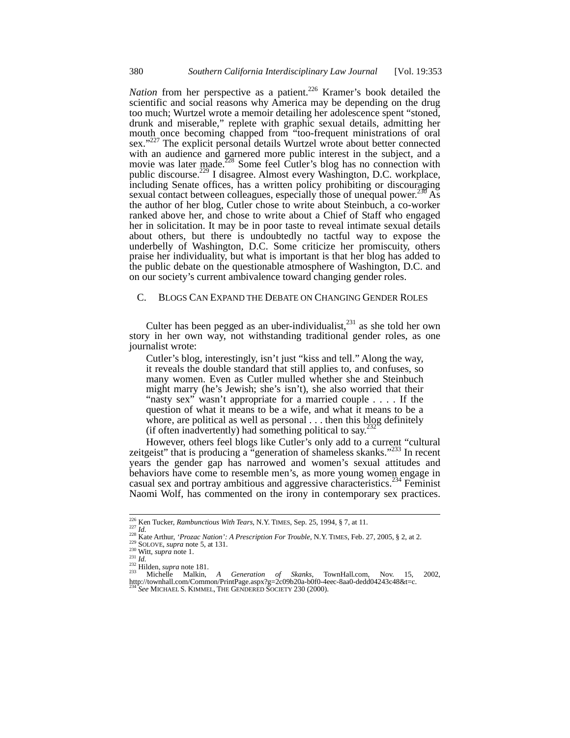*Nation* from her perspective as a patient.[226] Kramer's book detailed the scientific and social reasons why America may be depending on the drug too much; Wurtzel wrote a memoir detailing her adolescence spent "stoned, drunk and miserable," replete with graphic sexual details, admitting her mouth once becoming chapped from "too-frequent ministrations of oral sex."[227] The explicit personal details Wurtzel wrote about better connected with an audience and garnered more public interest in the subject, and a movie was later made.[228] Some feel Cutler's blog has no connection with public discourse.[229] I disagree. Almost every Washington, D.C. workplace, including Senate offices, has a written policy prohibiting or discouraging sexual contact between colleagues, especially those of unequal power.[230] As the author of her blog, Cutler chose to write about Steinbuch, a co-worker ranked above her, and chose to write about a Chief of Staff who engaged her in solicitation. It may be in poor taste to reveal intimate sexual details about others, but there is undoubtedly no tactful way to expose the underbelly of Washington, D.C. Some criticize her promiscuity, others praise her individuality, but what is important is that her blog has added to the public debate on the questionable atmosphere of Washington, D.C. and on our society's current ambivalence toward changing gender roles.

### C. BLOGS CAN EXPAND THE DEBATE ON CHANGING GENDER ROLES

Culter has been pegged as an uber-individualist,[231] as she told her own story in her own way, not withstanding traditional gender roles, as one journalist wrote:

> Cutler's blog, interestingly, isn't just "kiss and tell." Along the way, it reveals the double standard that still applies to, and confuses, so many women. Even as Cutler mulled whether she and Steinbuch might marry (he's Jewish; she's isn't), she also worried that their "nasty sex" wasn't appropriate for a married couple . . . . If the question of what it means to be a wife, and what it means to be a whore, are political as well as personal . . . then this blog definitely (if often inadvertently) had something political to say.[232]

However, others feel blogs like Cutler's only add to a current "cultural zeitgeist" that is producing a "generation of shameless skanks."[233] In recent years the gender gap has narrowed and women's sexual attitudes and behaviors have come to resemble men's, as more young women engage in casual sex and portray ambitious and aggressive characteristics.[234] Feminist Naomi Wolf, has commented on the irony in contemporary sex practices.

---

[226] Ken Tucker, *Rambunctious With Tears*, N.Y. TIMES, Sep. 25, 1994, § 7, at 11.
[227] *Id.*
[228] Kate Arthur, *'Prozac Nation': A Prescription For Trouble*, N.Y. TIMES, Feb. 27, 2005, § 2, at 2.
[229] SOLOVE, *supra* note 5, at 131.
[230] Witt, *supra* note 1.
[231] *Id.*
[232] Hilden, *supra* note 181.
[233] Michelle Malkin, *A Generation of Skanks*, TownHall.com, Nov. 15, 2002, http://townhall.com/Common/PrintPage.aspx?g=2c09b20a-b0f0-4eec-8aa0-dedd04243c48&t=c.
[234] *See* MICHAEL S. KIMMEL, THE GENDERED SOCIETY 230 (2000).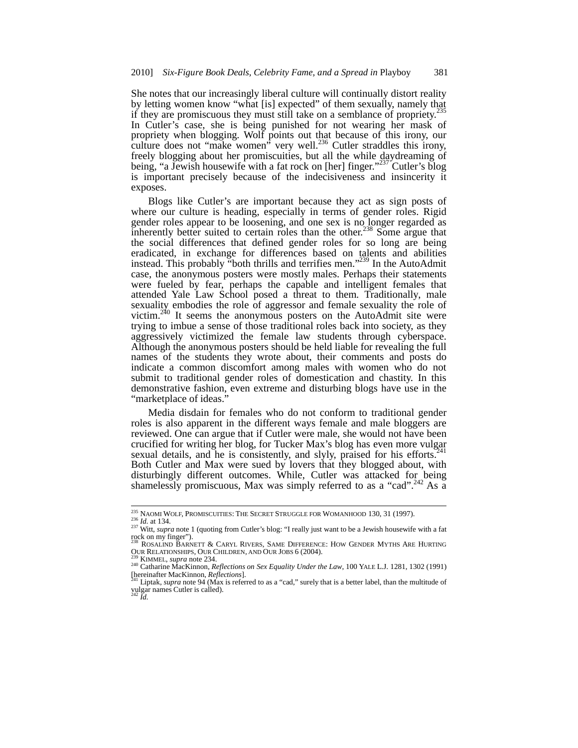She notes that our increasingly liberal culture will continually distort reality by letting women know "what [is] expected" of them sexually, namely that if they are promiscuous they must still take on a semblance of propriety.[235] In Cutler's case, she is being punished for not wearing her mask of propriety when blogging. Wolf points out that because of this irony, our culture does not "make women" very well.[236] Cutler straddles this irony, freely blogging about her promiscuities, but all the while daydreaming of being, "a Jewish housewife with a fat rock on [her] finger."[237] Cutler's blog is important precisely because of the indecisiveness and insincerity it exposes.

Blogs like Cutler's are important because they act as sign posts of where our culture is heading, especially in terms of gender roles. Rigid gender roles appear to be loosening, and one sex is no longer regarded as inherently better suited to certain roles than the other.[238] Some argue that the social differences that defined gender roles for so long are being eradicated, in exchange for differences based on talents and abilities instead. This probably "both thrills and terrifies men."[239] In the AutoAdmit case, the anonymous posters were mostly males. Perhaps their statements were fueled by fear, perhaps the capable and intelligent females that attended Yale Law School posed a threat to them. Traditionally, male sexuality embodies the role of aggressor and female sexuality the role of victim.[240] It seems the anonymous posters on the AutoAdmit site were trying to imbue a sense of those traditional roles back into society, as they aggressively victimized the female law students through cyberspace. Although the anonymous posters should be held liable for revealing the full names of the students they wrote about, their comments and posts do indicate a common discomfort among males with women who do not submit to traditional gender roles of domestication and chastity. In this demonstrative fashion, even extreme and disturbing blogs have use in the "marketplace of ideas."

Media disdain for females who do not conform to traditional gender roles is also apparent in the different ways female and male bloggers are reviewed. One can argue that if Cutler were male, she would not have been crucified for writing her blog, for Tucker Max's blog has even more vulgar sexual details, and he is consistently, and slyly, praised for his efforts.[241] Both Cutler and Max were sued by lovers that they blogged about, with disturbingly different outcomes. While, Cutler was attacked for being shamelessly promiscuous, Max was simply referred to as a "cad".[242] As a

---

[235] NAOMI WOLF, PROMISCUITIES: THE SECRET STRUGGLE FOR WOMANHOOD 130, 31 (1997).

[236] *Id.* at 134.

[237] Witt, *supra* note 1 (quoting from Cutler's blog: "I really just want to be a Jewish housewife with a fat rock on my finger").

[238] ROSALIND BARNETT & CARYL RIVERS, SAME DIFFERENCE: HOW GENDER MYTHS ARE HURTING OUR RELATIONSHIPS, OUR CHILDREN, AND OUR JOBS 6 (2004).

[239] KIMMEL, *supra* note 234.

[240] Catharine MacKinnon, *Reflections on Sex Equality Under the Law*, 100 YALE L.J. 1281, 1302 (1991) [hereinafter MacKinnon, *Reflections*].

[241] Liptak, *supra* note 94 (Max is referred to as a "cad," surely that is a better label, than the multitude of vulgar names Cutler is called).

[242] *Id.*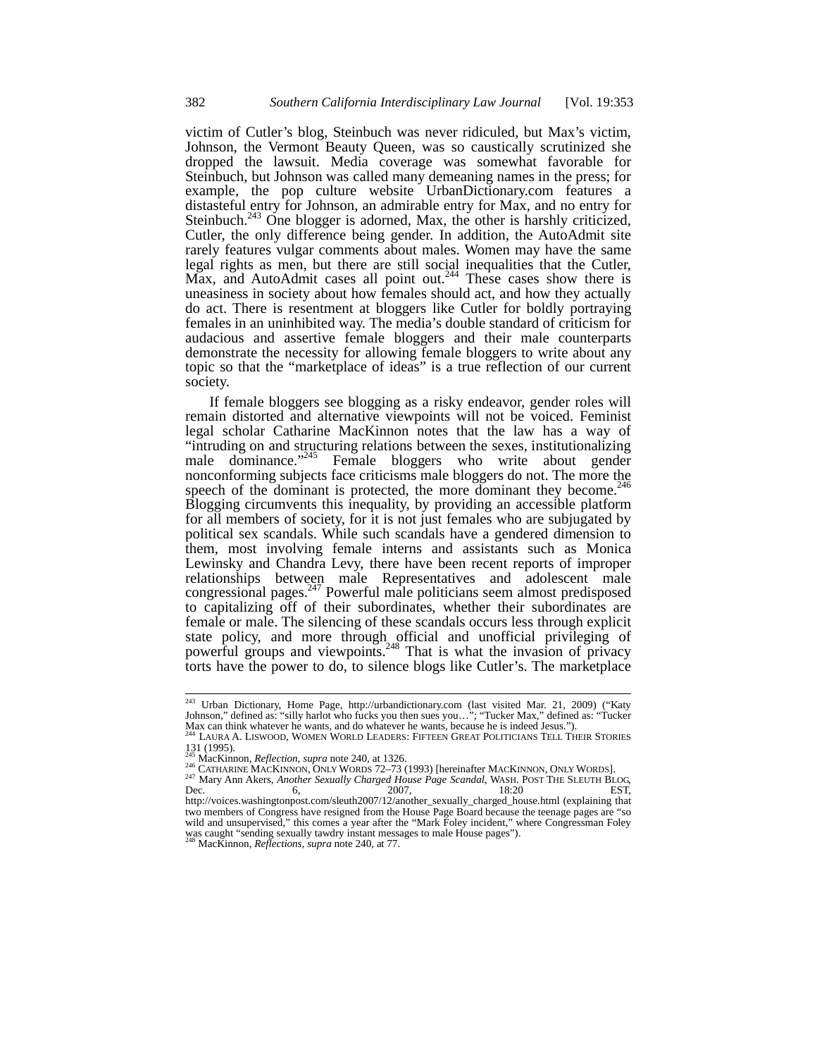victim of Cutler's blog, Steinbuch was never ridiculed, but Max's victim, Johnson, the Vermont Beauty Queen, was so caustically scrutinized she dropped the lawsuit. Media coverage was somewhat favorable for Steinbuch, but Johnson was called many demeaning names in the press; for example, the pop culture website UrbanDictionary.com features a distasteful entry for Johnson, an admirable entry for Max, and no entry for Steinbuch.[243] One blogger is adorned, Max, the other is harshly criticized, Cutler, the only difference being gender. In addition, the AutoAdmit site rarely features vulgar comments about males. Women may have the same legal rights as men, but there are still social inequalities that the Cutler, Max, and AutoAdmit cases all point out.[244] These cases show there is uneasiness in society about how females should act, and how they actually do act. There is resentment at bloggers like Cutler for boldly portraying females in an uninhibited way. The media's double standard of criticism for audacious and assertive female bloggers and their male counterparts demonstrate the necessity for allowing female bloggers to write about any topic so that the "marketplace of ideas" is a true reflection of our current society.

If female bloggers see blogging as a risky endeavor, gender roles will remain distorted and alternative viewpoints will not be voiced. Feminist legal scholar Catharine MacKinnon notes that the law has a way of "intruding on and structuring relations between the sexes, institutionalizing male dominance."[245] Female bloggers who write about gender nonconforming subjects face criticisms male bloggers do not. The more the speech of the dominant is protected, the more dominant they become.[246] Blogging circumvents this inequality, by providing an accessible platform for all members of society, for it is not just females who are subjugated by political sex scandals. While such scandals have a gendered dimension to them, most involving female interns and assistants such as Monica Lewinsky and Chandra Levy, there have been recent reports of improper relationships between male Representatives and adolescent male congressional pages.[247] Powerful male politicians seem almost predisposed to capitalizing off of their subordinates, whether their subordinates are female or male. The silencing of these scandals occurs less through explicit state policy, and more through official and unofficial privileging of powerful groups and viewpoints.[248] That is what the invasion of privacy torts have the power to do, to silence blogs like Cutler's. The marketplace

---

[243] Urban Dictionary, Home Page, http://urbandictionary.com (last visited Mar. 21, 2009) ("Katy Johnson," defined as: "silly harlot who fucks you then sues you…"; "Tucker Max," defined as: "Tucker Max can think whatever he wants, and do whatever he wants, because he is indeed Jesus.").

[244] LAURA A. LISWOOD, WOMEN WORLD LEADERS: FIFTEEN GREAT POLITICIANS TELL THEIR STORIES 131 (1995).

[245] MacKinnon, *Reflection*, *supra* note 240, at 1326.

[246] CATHARINE MACKINNON, ONLY WORDS 72–73 (1993) [hereinafter MACKINNON, ONLY WORDS].

[247] Mary Ann Akers, *Another Sexually Charged House Page Scandal*, WASH. POST THE SLEUTH BLOG, Dec. 6, 2007, 18:20 EST, http://voices.washingtonpost.com/sleuth2007/12/another_sexually_charged_house.html (explaining that two members of Congress have resigned from the House Page Board because the teenage pages are "so wild and unsupervised," this comes a year after the "Mark Foley incident," where Congressman Foley was caught "sending sexually tawdry instant messages to male House pages").

[248] MacKinnon, *Reflections*, *supra* note 240, at 77.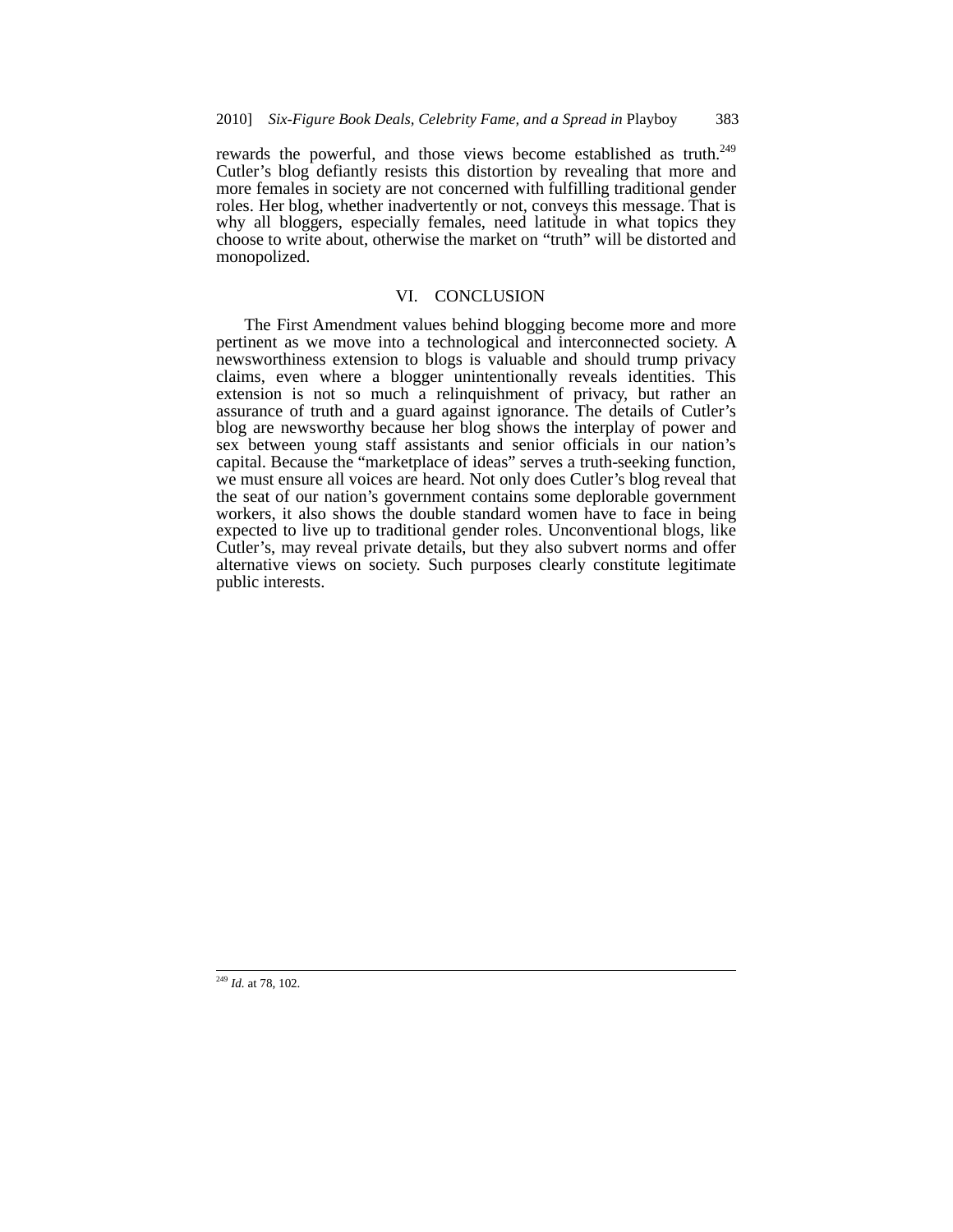rewards the powerful, and those views become established as truth.[249] Cutler's blog defiantly resists this distortion by revealing that more and more females in society are not concerned with fulfilling traditional gender roles. Her blog, whether inadvertently or not, conveys this message. That is why all bloggers, especially females, need latitude in what topics they choose to write about, otherwise the market on "truth" will be distorted and monopolized.

## VI. CONCLUSION

The First Amendment values behind blogging become more and more pertinent as we move into a technological and interconnected society. A newsworthiness extension to blogs is valuable and should trump privacy claims, even where a blogger unintentionally reveals identities. This extension is not so much a relinquishment of privacy, but rather an assurance of truth and a guard against ignorance. The details of Cutler's blog are newsworthy because her blog shows the interplay of power and sex between young staff assistants and senior officials in our nation's capital. Because the "marketplace of ideas" serves a truth-seeking function, we must ensure all voices are heard. Not only does Cutler's blog reveal that the seat of our nation's government contains some deplorable government workers, it also shows the double standard women have to face in being expected to live up to traditional gender roles. Unconventional blogs, like Cutler's, may reveal private details, but they also subvert norms and offer alternative views on society. Such purposes clearly constitute legitimate public interests.

---

[249] *Id.* at 78, 102.